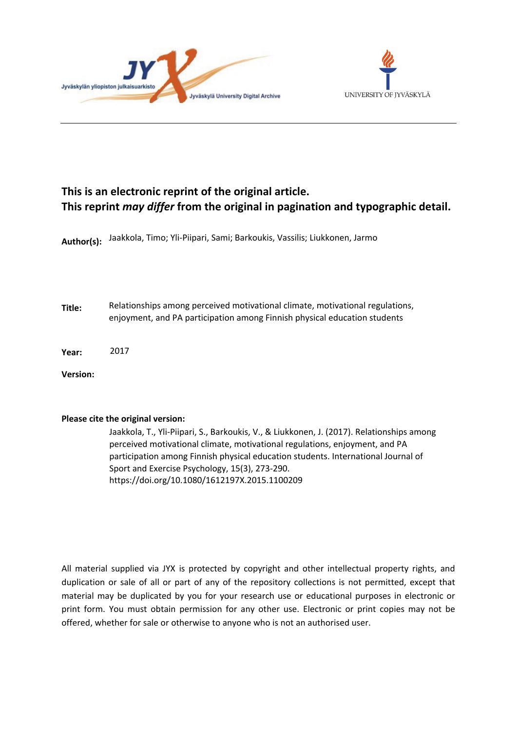**This is an electronic reprint of the original article.**
**This reprint *may differ* from the original in pagination and typographic detail.**

**Author(s):** Jaakkola, Timo; Yli-Piipari, Sami; Barkoukis, Vassilis; Liukkonen, Jarmo

**Title:** Relationships among perceived motivational climate, motivational regulations, enjoyment, and PA participation among Finnish physical education students

**Year:** 2017

**Version:**

**Please cite the original version:**

Jaakkola, T., Yli-Piipari, S., Barkoukis, V., & Liukkonen, J. (2017). Relationships among perceived motivational climate, motivational regulations, enjoyment, and PA participation among Finnish physical education students. International Journal of Sport and Exercise Psychology, 15(3), 273-290. https://doi.org/10.1080/1612197X.2015.1100209

All material supplied via JYX is protected by copyright and other intellectual property rights, and duplication or sale of all or part of any of the repository collections is not permitted, except that material may be duplicated by you for your research use or educational purposes in electronic or print form. You must obtain permission for any other use. Electronic or print copies may not be offered, whether for sale or otherwise to anyone who is not an authorised user.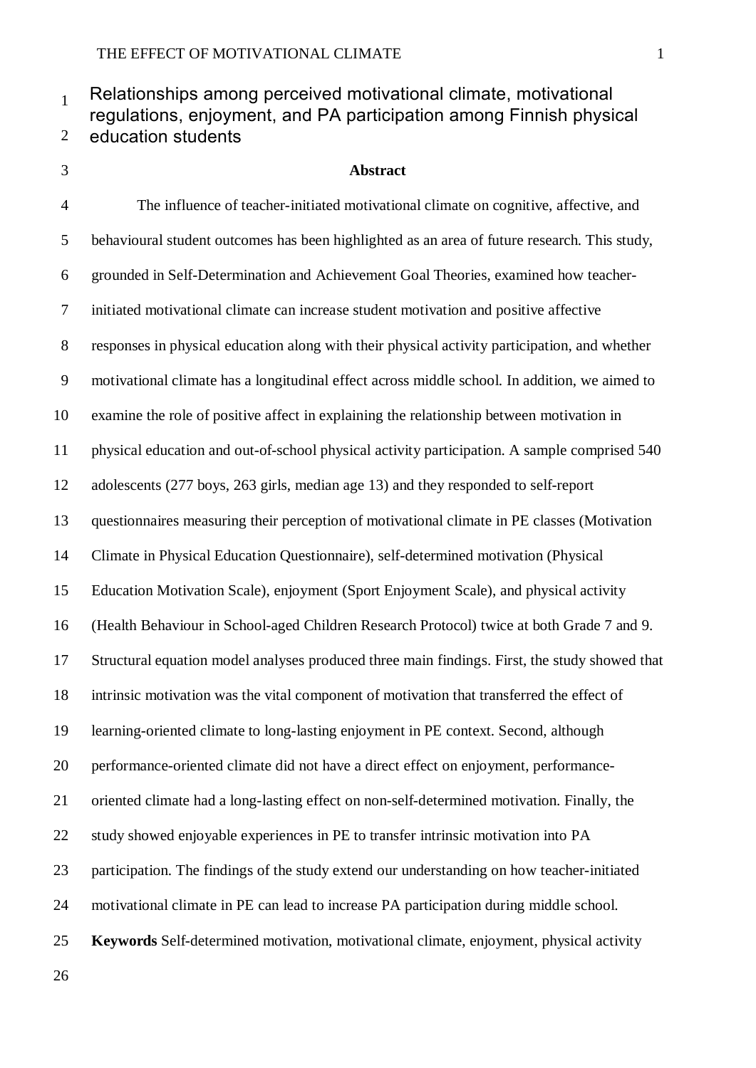# Relationships among perceived motivational climate, motivational regulations, enjoyment, and PA participation among Finnish physical education students

## Abstract

The influence of teacher-initiated motivational climate on cognitive, affective, and behavioural student outcomes has been highlighted as an area of future research. This study, grounded in Self-Determination and Achievement Goal Theories, examined how teacher-initiated motivational climate can increase student motivation and positive affective responses in physical education along with their physical activity participation, and whether motivational climate has a longitudinal effect across middle school. In addition, we aimed to examine the role of positive affect in explaining the relationship between motivation in physical education and out-of-school physical activity participation. A sample comprised 540 adolescents (277 boys, 263 girls, median age 13) and they responded to self-report questionnaires measuring their perception of motivational climate in PE classes (Motivation Climate in Physical Education Questionnaire), self-determined motivation (Physical Education Motivation Scale), enjoyment (Sport Enjoyment Scale), and physical activity (Health Behaviour in School-aged Children Research Protocol) twice at both Grade 7 and 9. Structural equation model analyses produced three main findings. First, the study showed that intrinsic motivation was the vital component of motivation that transferred the effect of learning-oriented climate to long-lasting enjoyment in PE context. Second, although performance-oriented climate did not have a direct effect on enjoyment, performance-oriented climate had a long-lasting effect on non-self-determined motivation. Finally, the study showed enjoyable experiences in PE to transfer intrinsic motivation into PA participation. The findings of the study extend our understanding on how teacher-initiated motivational climate in PE can lead to increase PA participation during middle school.

**Keywords** Self-determined motivation, motivational climate, enjoyment, physical activity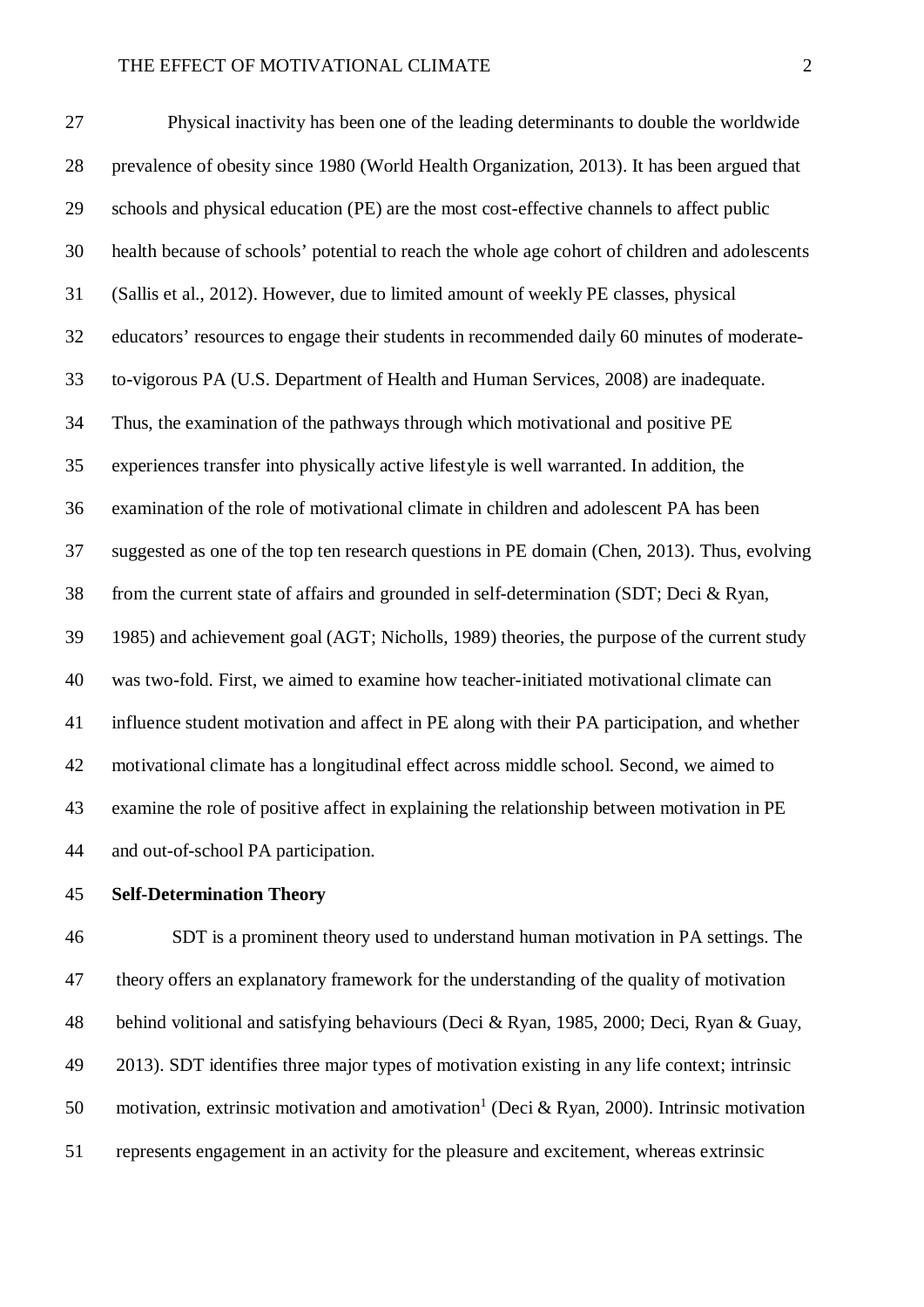Physical inactivity has been one of the leading determinants to double the worldwide prevalence of obesity since 1980 (World Health Organization, 2013). It has been argued that schools and physical education (PE) are the most cost-effective channels to affect public health because of schools' potential to reach the whole age cohort of children and adolescents (Sallis et al., 2012). However, due to limited amount of weekly PE classes, physical educators' resources to engage their students in recommended daily 60 minutes of moderate-to-vigorous PA (U.S. Department of Health and Human Services, 2008) are inadequate. Thus, the examination of the pathways through which motivational and positive PE experiences transfer into physically active lifestyle is well warranted. In addition, the examination of the role of motivational climate in children and adolescent PA has been suggested as one of the top ten research questions in PE domain (Chen, 2013). Thus, evolving from the current state of affairs and grounded in self-determination (SDT; Deci & Ryan, 1985) and achievement goal (AGT; Nicholls, 1989) theories, the purpose of the current study was two-fold. First, we aimed to examine how teacher-initiated motivational climate can influence student motivation and affect in PE along with their PA participation, and whether motivational climate has a longitudinal effect across middle school. Second, we aimed to examine the role of positive affect in explaining the relationship between motivation in PE and out-of-school PA participation.

## Self-Determination Theory

SDT is a prominent theory used to understand human motivation in PA settings. The theory offers an explanatory framework for the understanding of the quality of motivation behind volitional and satisfying behaviours (Deci & Ryan, 1985, 2000; Deci, Ryan & Guay, 2013). SDT identifies three major types of motivation existing in any life context; intrinsic motivation, extrinsic motivation and amotivation[1] (Deci & Ryan, 2000). Intrinsic motivation represents engagement in an activity for the pleasure and excitement, whereas extrinsic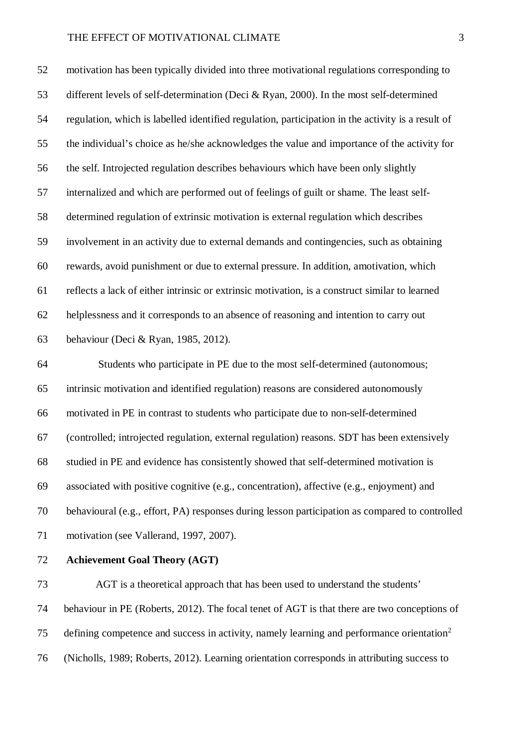motivation has been typically divided into three motivational regulations corresponding to different levels of self-determination (Deci & Ryan, 2000). In the most self-determined regulation, which is labelled identified regulation, participation in the activity is a result of the individual's choice as he/she acknowledges the value and importance of the activity for the self. Introjected regulation describes behaviours which have been only slightly internalized and which are performed out of feelings of guilt or shame. The least self-determined regulation of extrinsic motivation is external regulation which describes involvement in an activity due to external demands and contingencies, such as obtaining rewards, avoid punishment or due to external pressure. In addition, amotivation, which reflects a lack of either intrinsic or extrinsic motivation, is a construct similar to learned helplessness and it corresponds to an absence of reasoning and intention to carry out behaviour (Deci & Ryan, 1985, 2012).

Students who participate in PE due to the most self-determined (autonomous; intrinsic motivation and identified regulation) reasons are considered autonomously motivated in PE in contrast to students who participate due to non-self-determined (controlled; introjected regulation, external regulation) reasons. SDT has been extensively studied in PE and evidence has consistently showed that self-determined motivation is associated with positive cognitive (e.g., concentration), affective (e.g., enjoyment) and behavioural (e.g., effort, PA) responses during lesson participation as compared to controlled motivation (see Vallerand, 1997, 2007).

**Achievement Goal Theory (AGT)**

AGT is a theoretical approach that has been used to understand the students' behaviour in PE (Roberts, 2012). The focal tenet of AGT is that there are two conceptions of defining competence and success in activity, namely learning and performance orientation[2] (Nicholls, 1989; Roberts, 2012). Learning orientation corresponds in attributing success to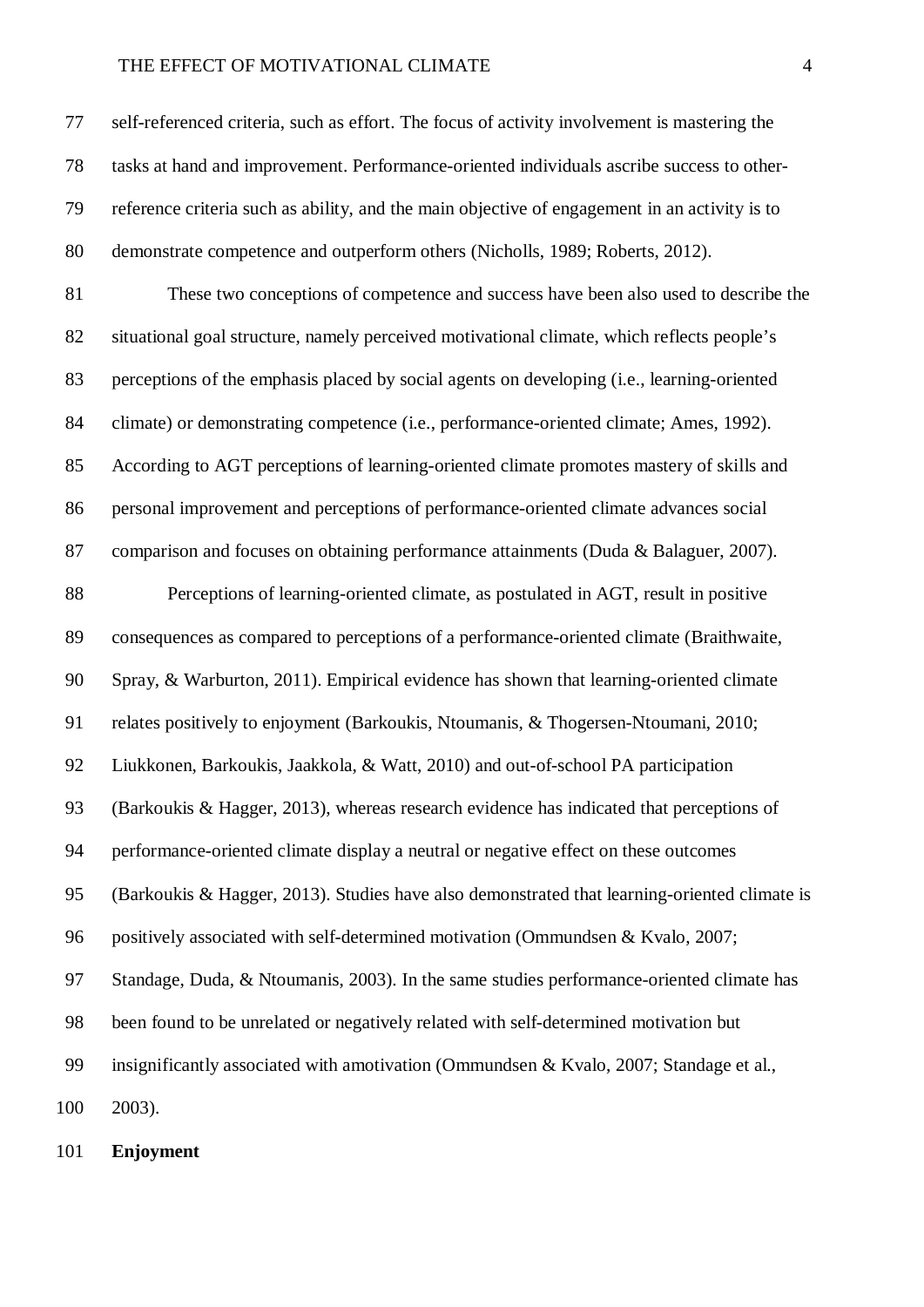self-referenced criteria, such as effort. The focus of activity involvement is mastering the tasks at hand and improvement. Performance-oriented individuals ascribe success to other-reference criteria such as ability, and the main objective of engagement in an activity is to demonstrate competence and outperform others (Nicholls, 1989; Roberts, 2012).

These two conceptions of competence and success have been also used to describe the situational goal structure, namely perceived motivational climate, which reflects people's perceptions of the emphasis placed by social agents on developing (i.e., learning-oriented climate) or demonstrating competence (i.e., performance-oriented climate; Ames, 1992). According to AGT perceptions of learning-oriented climate promotes mastery of skills and personal improvement and perceptions of performance-oriented climate advances social comparison and focuses on obtaining performance attainments (Duda & Balaguer, 2007).

Perceptions of learning-oriented climate, as postulated in AGT, result in positive consequences as compared to perceptions of a performance-oriented climate (Braithwaite, Spray, & Warburton, 2011). Empirical evidence has shown that learning-oriented climate relates positively to enjoyment (Barkoukis, Ntoumanis, & Thogersen-Ntoumani, 2010; Liukkonen, Barkoukis, Jaakkola, & Watt, 2010) and out-of-school PA participation (Barkoukis & Hagger, 2013), whereas research evidence has indicated that perceptions of performance-oriented climate display a neutral or negative effect on these outcomes (Barkoukis & Hagger, 2013). Studies have also demonstrated that learning-oriented climate is positively associated with self-determined motivation (Ommundsen & Kvalo, 2007; Standage, Duda, & Ntoumanis, 2003). In the same studies performance-oriented climate has been found to be unrelated or negatively related with self-determined motivation but insignificantly associated with amotivation (Ommundsen & Kvalo, 2007; Standage et al., 2003).

**Enjoyment**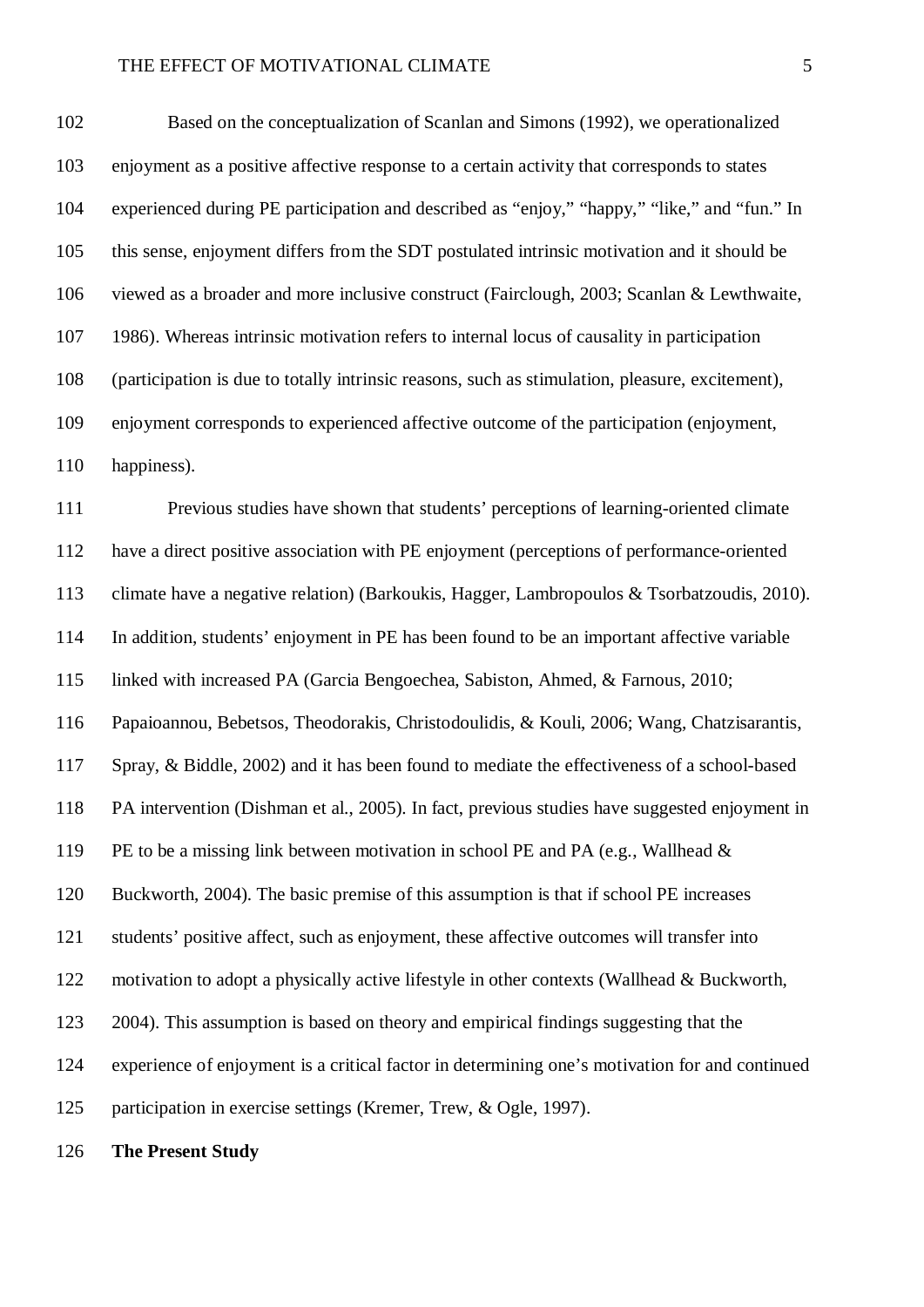Based on the conceptualization of Scanlan and Simons (1992), we operationalized enjoyment as a positive affective response to a certain activity that corresponds to states experienced during PE participation and described as “enjoy,” “happy,” “like,” and “fun.” In this sense, enjoyment differs from the SDT postulated intrinsic motivation and it should be viewed as a broader and more inclusive construct (Fairclough, 2003; Scanlan & Lewthwaite, 1986). Whereas intrinsic motivation refers to internal locus of causality in participation (participation is due to totally intrinsic reasons, such as stimulation, pleasure, excitement), enjoyment corresponds to experienced affective outcome of the participation (enjoyment, happiness).

Previous studies have shown that students’ perceptions of learning-oriented climate have a direct positive association with PE enjoyment (perceptions of performance-oriented climate have a negative relation) (Barkoukis, Hagger, Lambropoulos & Tsorbatzoudis, 2010). In addition, students’ enjoyment in PE has been found to be an important affective variable linked with increased PA (Garcia Bengoechea, Sabiston, Ahmed, & Farnous, 2010; Papaioannou, Bebetsos, Theodorakis, Christodoulidis, & Kouli, 2006; Wang, Chatzisarantis, Spray, & Biddle, 2002) and it has been found to mediate the effectiveness of a school-based PA intervention (Dishman et al., 2005). In fact, previous studies have suggested enjoyment in PE to be a missing link between motivation in school PE and PA (e.g., Wallhead & Buckworth, 2004). The basic premise of this assumption is that if school PE increases students’ positive affect, such as enjoyment, these affective outcomes will transfer into motivation to adopt a physically active lifestyle in other contexts (Wallhead & Buckworth, 2004). This assumption is based on theory and empirical findings suggesting that the experience of enjoyment is a critical factor in determining one’s motivation for and continued participation in exercise settings (Kremer, Trew, & Ogle, 1997).

## The Present Study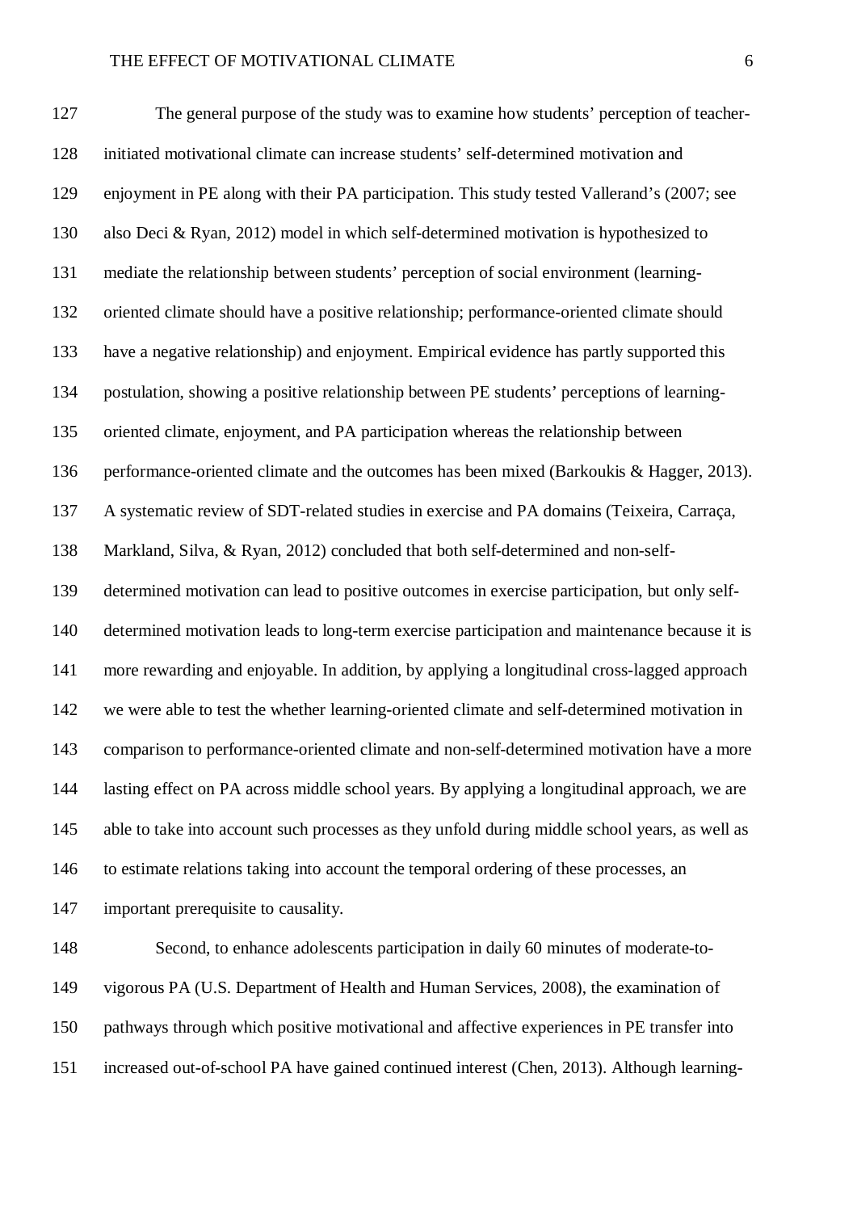The general purpose of the study was to examine how students' perception of teacher-initiated motivational climate can increase students' self-determined motivation and enjoyment in PE along with their PA participation. This study tested Vallerand's (2007; see also Deci & Ryan, 2012) model in which self-determined motivation is hypothesized to mediate the relationship between students' perception of social environment (learning-oriented climate should have a positive relationship; performance-oriented climate should have a negative relationship) and enjoyment. Empirical evidence has partly supported this postulation, showing a positive relationship between PE students' perceptions of learning-oriented climate, enjoyment, and PA participation whereas the relationship between performance-oriented climate and the outcomes has been mixed (Barkoukis & Hagger, 2013). A systematic review of SDT-related studies in exercise and PA domains (Teixeira, Carraça, Markland, Silva, & Ryan, 2012) concluded that both self-determined and non-self-determined motivation can lead to positive outcomes in exercise participation, but only self-determined motivation leads to long-term exercise participation and maintenance because it is more rewarding and enjoyable. In addition, by applying a longitudinal cross-lagged approach we were able to test the whether learning-oriented climate and self-determined motivation in comparison to performance-oriented climate and non-self-determined motivation have a more lasting effect on PA across middle school years. By applying a longitudinal approach, we are able to take into account such processes as they unfold during middle school years, as well as to estimate relations taking into account the temporal ordering of these processes, an important prerequisite to causality.

Second, to enhance adolescents participation in daily 60 minutes of moderate-to-vigorous PA (U.S. Department of Health and Human Services, 2008), the examination of pathways through which positive motivational and affective experiences in PE transfer into increased out-of-school PA have gained continued interest (Chen, 2013). Although learning-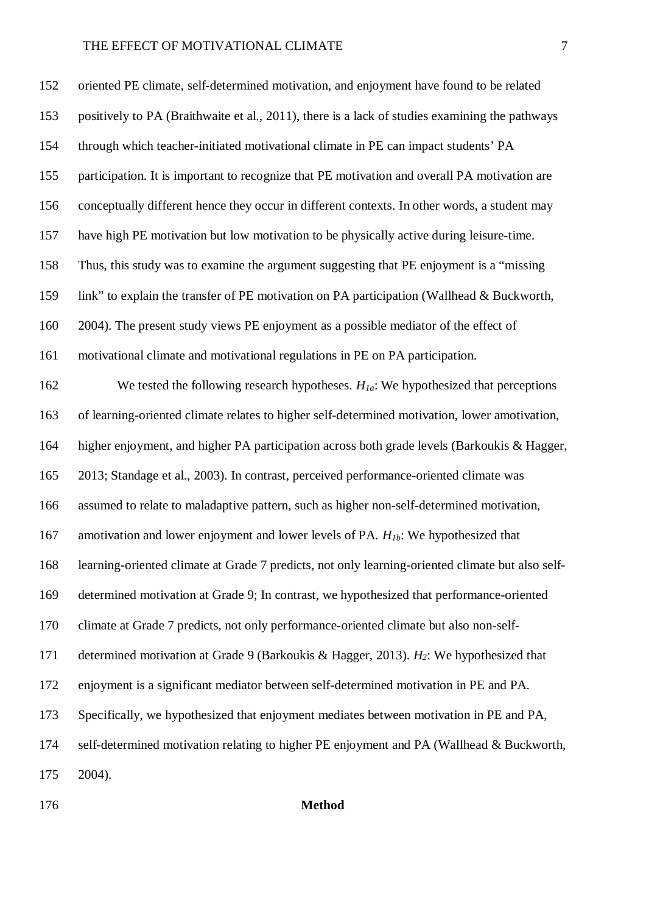oriented PE climate, self-determined motivation, and enjoyment have found to be related positively to PA (Braithwaite et al., 2011), there is a lack of studies examining the pathways through which teacher-initiated motivational climate in PE can impact students' PA participation. It is important to recognize that PE motivation and overall PA motivation are conceptually different hence they occur in different contexts. In other words, a student may have high PE motivation but low motivation to be physically active during leisure-time. Thus, this study was to examine the argument suggesting that PE enjoyment is a "missing link" to explain the transfer of PE motivation on PA participation (Wallhead & Buckworth, 2004). The present study views PE enjoyment as a possible mediator of the effect of motivational climate and motivational regulations in PE on PA participation.

We tested the following research hypotheses. $H_{1a}$: We hypothesized that perceptions of learning-oriented climate relates to higher self-determined motivation, lower amotivation, higher enjoyment, and higher PA participation across both grade levels (Barkoukis & Hagger, 2013; Standage et al., 2003). In contrast, perceived performance-oriented climate was assumed to relate to maladaptive pattern, such as higher non-self-determined motivation, amotivation and lower enjoyment and lower levels of PA. $H_{1b}$: We hypothesized that learning-oriented climate at Grade 7 predicts, not only learning-oriented climate but also self-determined motivation at Grade 9; In contrast, we hypothesized that performance-oriented climate at Grade 7 predicts, not only performance-oriented climate but also non-self-determined motivation at Grade 9 (Barkoukis & Hagger, 2013). $H_2$: We hypothesized that enjoyment is a significant mediator between self-determined motivation in PE and PA. Specifically, we hypothesized that enjoyment mediates between motivation in PE and PA, self-determined motivation relating to higher PE enjoyment and PA (Wallhead & Buckworth, 2004).

## Method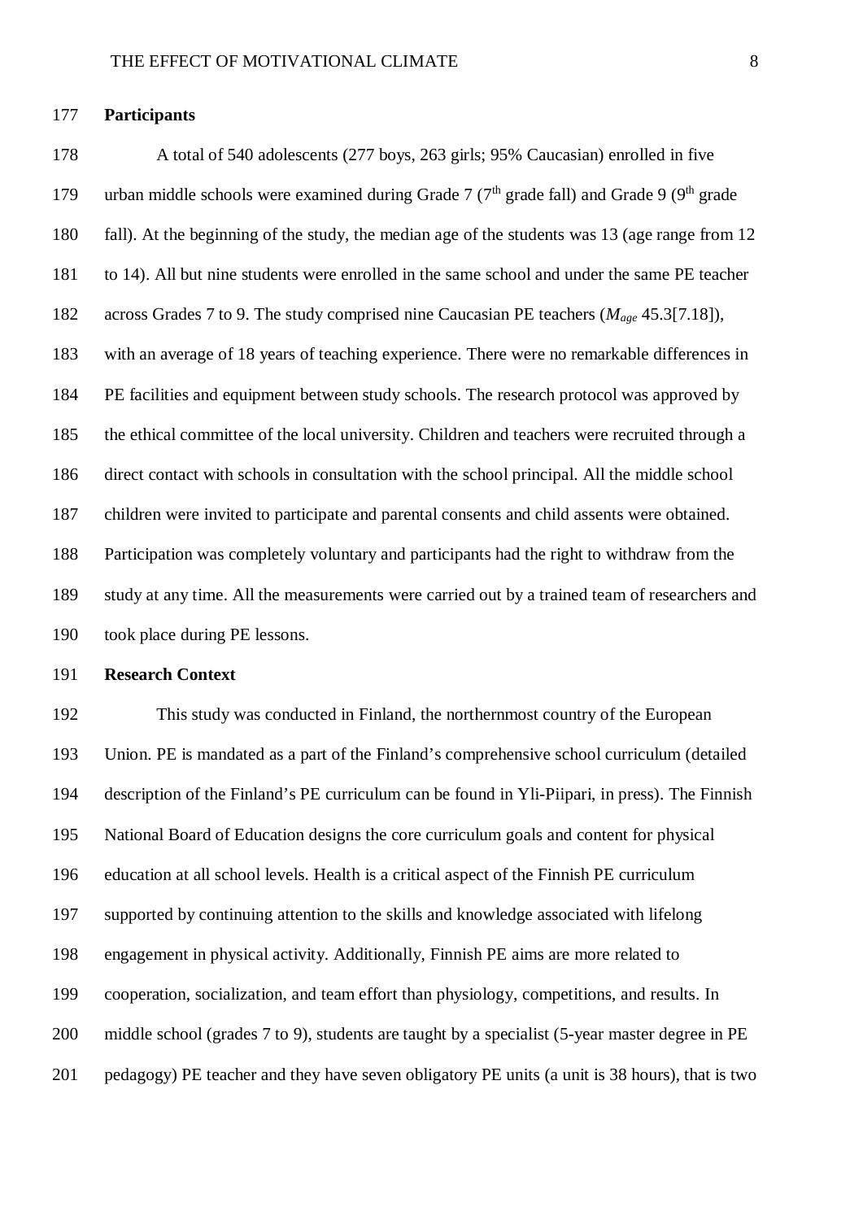**Participants**

A total of 540 adolescents (277 boys, 263 girls; 95% Caucasian) enrolled in five urban middle schools were examined during Grade 7 (7$^{th}$ grade fall) and Grade 9 (9$^{th}$ grade fall). At the beginning of the study, the median age of the students was 13 (age range from 12 to 14). All but nine students were enrolled in the same school and under the same PE teacher across Grades 7 to 9. The study comprised nine Caucasian PE teachers ($M_{age}$ 45.3[7.18]), with an average of 18 years of teaching experience. There were no remarkable differences in PE facilities and equipment between study schools. The research protocol was approved by the ethical committee of the local university. Children and teachers were recruited through a direct contact with schools in consultation with the school principal. All the middle school children were invited to participate and parental consents and child assents were obtained. Participation was completely voluntary and participants had the right to withdraw from the study at any time. All the measurements were carried out by a trained team of researchers and took place during PE lessons.

**Research Context**

This study was conducted in Finland, the northernmost country of the European Union. PE is mandated as a part of the Finland's comprehensive school curriculum (detailed description of the Finland's PE curriculum can be found in Yli-Piipari, in press). The Finnish National Board of Education designs the core curriculum goals and content for physical education at all school levels. Health is a critical aspect of the Finnish PE curriculum supported by continuing attention to the skills and knowledge associated with lifelong engagement in physical activity. Additionally, Finnish PE aims are more related to cooperation, socialization, and team effort than physiology, competitions, and results. In middle school (grades 7 to 9), students are taught by a specialist (5-year master degree in PE pedagogy) PE teacher and they have seven obligatory PE units (a unit is 38 hours), that is two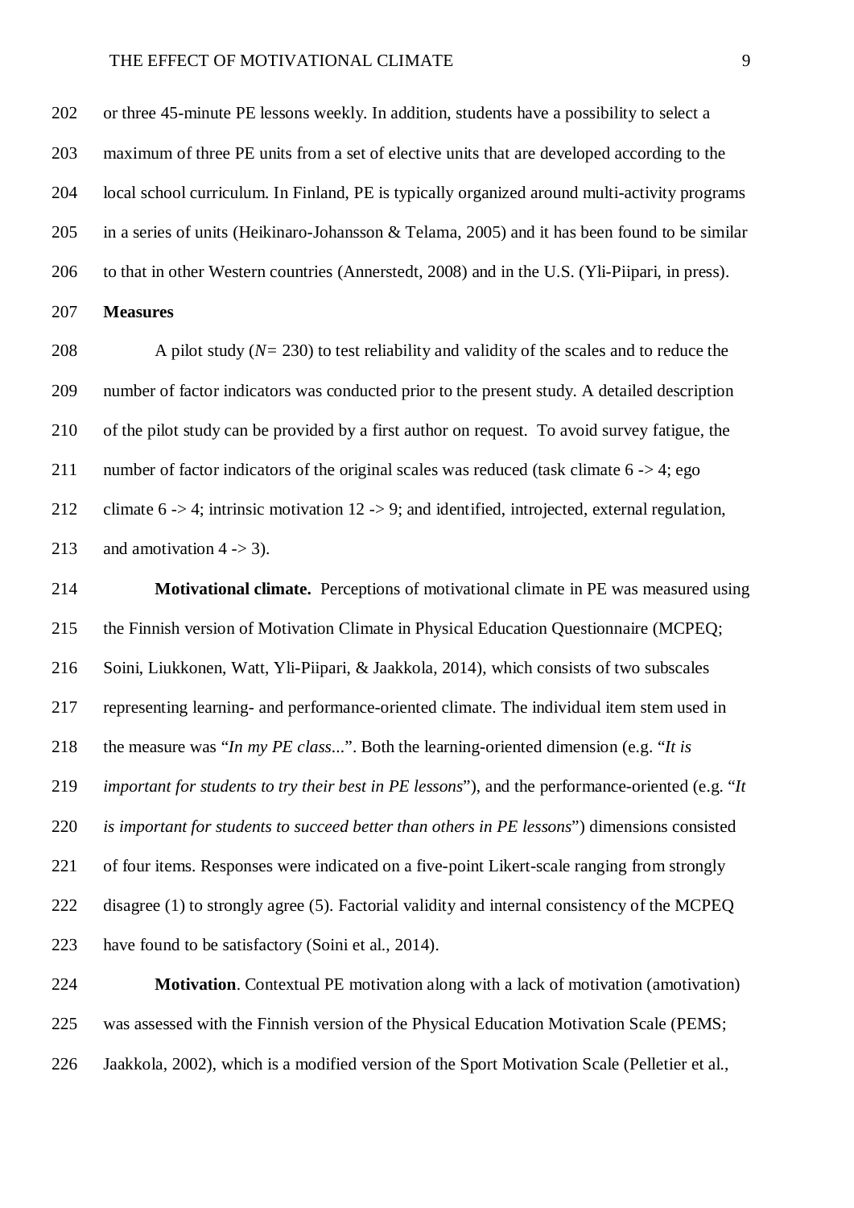or three 45-minute PE lessons weekly. In addition, students have a possibility to select a maximum of three PE units from a set of elective units that are developed according to the local school curriculum. In Finland, PE is typically organized around multi-activity programs in a series of units (Heikinaro-Johansson & Telama, 2005) and it has been found to be similar to that in other Western countries (Annerstedt, 2008) and in the U.S. (Yli-Piipari, in press).

## Measures

A pilot study (*N*= 230) to test reliability and validity of the scales and to reduce the number of factor indicators was conducted prior to the present study. A detailed description of the pilot study can be provided by a first author on request. To avoid survey fatigue, the number of factor indicators of the original scales was reduced (task climate 6 -> 4; ego climate 6 -> 4; intrinsic motivation 12 -> 9; and identified, introjected, external regulation, and amotivation 4 -> 3).

**Motivational climate.** Perceptions of motivational climate in PE was measured using the Finnish version of Motivation Climate in Physical Education Questionnaire (MCPEQ; Soini, Liukkonen, Watt, Yli-Piipari, & Jaakkola, 2014), which consists of two subscales representing learning- and performance-oriented climate. The individual item stem used in the measure was "*In my PE class*...". Both the learning-oriented dimension (e.g. "*It is important for students to try their best in PE lessons*"), and the performance-oriented (e.g. "*It is important for students to succeed better than others in PE lessons*") dimensions consisted of four items. Responses were indicated on a five-point Likert-scale ranging from strongly disagree (1) to strongly agree (5). Factorial validity and internal consistency of the MCPEQ have found to be satisfactory (Soini et al., 2014).

**Motivation**. Contextual PE motivation along with a lack of motivation (amotivation) was assessed with the Finnish version of the Physical Education Motivation Scale (PEMS; Jaakkola, 2002), which is a modified version of the Sport Motivation Scale (Pelletier et al.,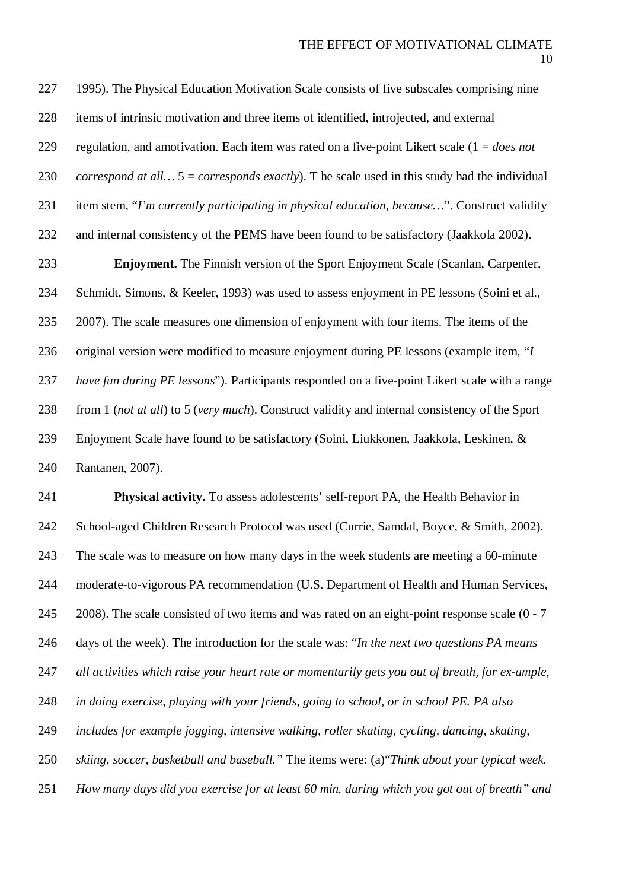1995). The Physical Education Motivation Scale consists of five subscales comprising nine items of intrinsic motivation and three items of identified, introjected, and external regulation, and amotivation. Each item was rated on a five-point Likert scale (1 = *does not correspond at all…* 5 = *corresponds exactly*). T he scale used in this study had the individual item stem, "*I'm currently participating in physical education, because…*". Construct validity and internal consistency of the PEMS have been found to be satisfactory (Jaakkola 2002).

**Enjoyment.** The Finnish version of the Sport Enjoyment Scale (Scanlan, Carpenter, Schmidt, Simons, & Keeler, 1993) was used to assess enjoyment in PE lessons (Soini et al., 2007). The scale measures one dimension of enjoyment with four items. The items of the original version were modified to measure enjoyment during PE lessons (example item, "*I have fun during PE lessons*"). Participants responded on a five-point Likert scale with a range from 1 (*not at all*) to 5 (*very much*). Construct validity and internal consistency of the Sport Enjoyment Scale have found to be satisfactory (Soini, Liukkonen, Jaakkola, Leskinen, & Rantanen, 2007).

**Physical activity.** To assess adolescents' self-report PA, the Health Behavior in School-aged Children Research Protocol was used (Currie, Samdal, Boyce, & Smith, 2002). The scale was to measure on how many days in the week students are meeting a 60-minute moderate-to-vigorous PA recommendation (U.S. Department of Health and Human Services, 2008). The scale consisted of two items and was rated on an eight-point response scale (0 - 7 days of the week). The introduction for the scale was: "*In the next two questions PA means all activities which raise your heart rate or momentarily gets you out of breath, for ex-ample, in doing exercise, playing with your friends, going to school, or in school PE. PA also includes for example jogging, intensive walking, roller skating, cycling, dancing, skating, skiing, soccer, basketball and baseball.*" The items were: (a)"*Think about your typical week. How many days did you exercise for at least 60 min. during which you got out of breath" and*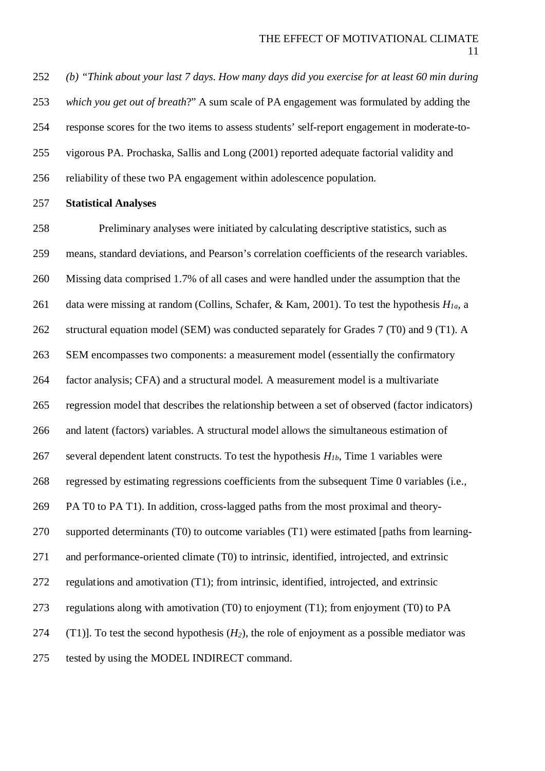*(b) "Think about your last 7 days. How many days did you exercise for at least 60 min during which you get out of breath*?" A sum scale of PA engagement was formulated by adding the response scores for the two items to assess students' self-report engagement in moderate-to-vigorous PA. Prochaska, Sallis and Long (2001) reported adequate factorial validity and reliability of these two PA engagement within adolescence population.

**Statistical Analyses**

Preliminary analyses were initiated by calculating descriptive statistics, such as means, standard deviations, and Pearson's correlation coefficients of the research variables. Missing data comprised 1.7% of all cases and were handled under the assumption that the data were missing at random (Collins, Schafer, & Kam, 2001). To test the hypothesis $H_{1a}$, a structural equation model (SEM) was conducted separately for Grades 7 (T0) and 9 (T1). A SEM encompasses two components: a measurement model (essentially the confirmatory factor analysis; CFA) and a structural model. A measurement model is a multivariate regression model that describes the relationship between a set of observed (factor indicators) and latent (factors) variables. A structural model allows the simultaneous estimation of several dependent latent constructs. To test the hypothesis $H_{1b}$, Time 1 variables were regressed by estimating regressions coefficients from the subsequent Time 0 variables (i.e., PA T0 to PA T1). In addition, cross-lagged paths from the most proximal and theory-supported determinants (T0) to outcome variables (T1) were estimated [paths from learning- and performance-oriented climate (T0) to intrinsic, identified, introjected, and extrinsic regulations and amotivation (T1); from intrinsic, identified, introjected, and extrinsic regulations along with amotivation (T0) to enjoyment (T1); from enjoyment (T0) to PA (T1)]. To test the second hypothesis ($H_2$), the role of enjoyment as a possible mediator was tested by using the MODEL INDIRECT command.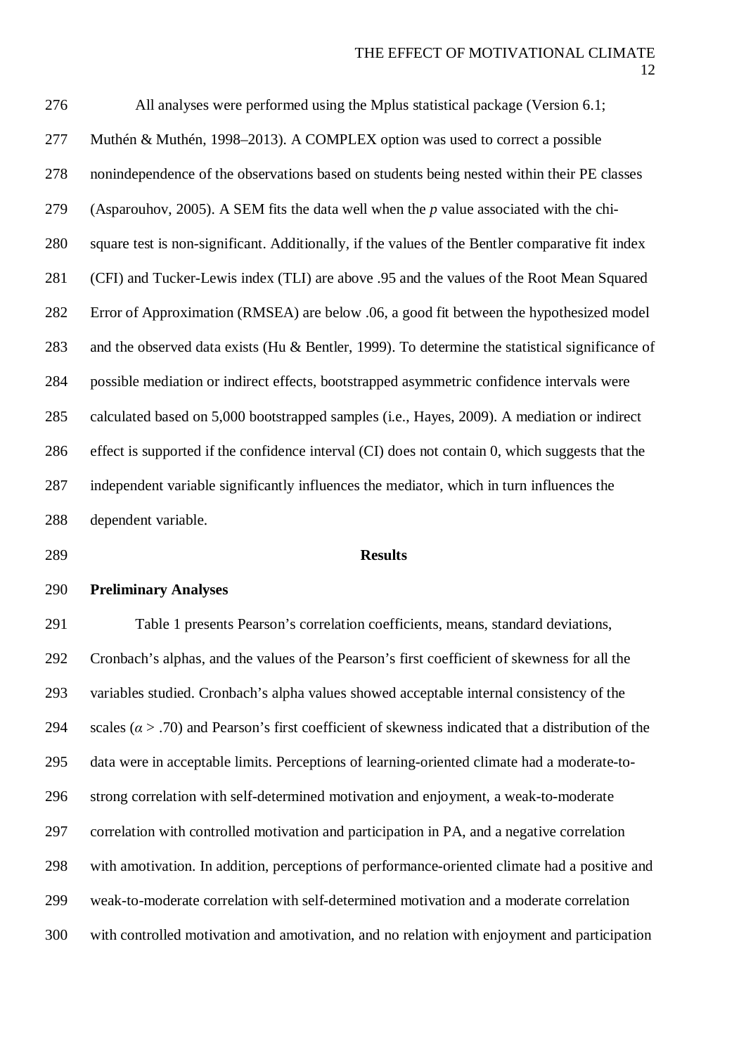All analyses were performed using the Mplus statistical package (Version 6.1; Muthén & Muthén, 1998–2013). A COMPLEX option was used to correct a possible nonindependence of the observations based on students being nested within their PE classes (Asparouhov, 2005). A SEM fits the data well when the *p* value associated with the chi-square test is non-significant. Additionally, if the values of the Bentler comparative fit index (CFI) and Tucker-Lewis index (TLI) are above .95 and the values of the Root Mean Squared Error of Approximation (RMSEA) are below .06, a good fit between the hypothesized model and the observed data exists (Hu & Bentler, 1999). To determine the statistical significance of possible mediation or indirect effects, bootstrapped asymmetric confidence intervals were calculated based on 5,000 bootstrapped samples (i.e., Hayes, 2009). A mediation or indirect effect is supported if the confidence interval (CI) does not contain 0, which suggests that the independent variable significantly influences the mediator, which in turn influences the dependent variable.

# Results

## Preliminary Analyses

Table 1 presents Pearson's correlation coefficients, means, standard deviations, Cronbach's alphas, and the values of the Pearson's first coefficient of skewness for all the variables studied. Cronbach's alpha values showed acceptable internal consistency of the scales ($\alpha > .70$) and Pearson's first coefficient of skewness indicated that a distribution of the data were in acceptable limits. Perceptions of learning-oriented climate had a moderate-to-strong correlation with self-determined motivation and enjoyment, a weak-to-moderate correlation with controlled motivation and participation in PA, and a negative correlation with amotivation. In addition, perceptions of performance-oriented climate had a positive and weak-to-moderate correlation with self-determined motivation and a moderate correlation with controlled motivation and amotivation, and no relation with enjoyment and participation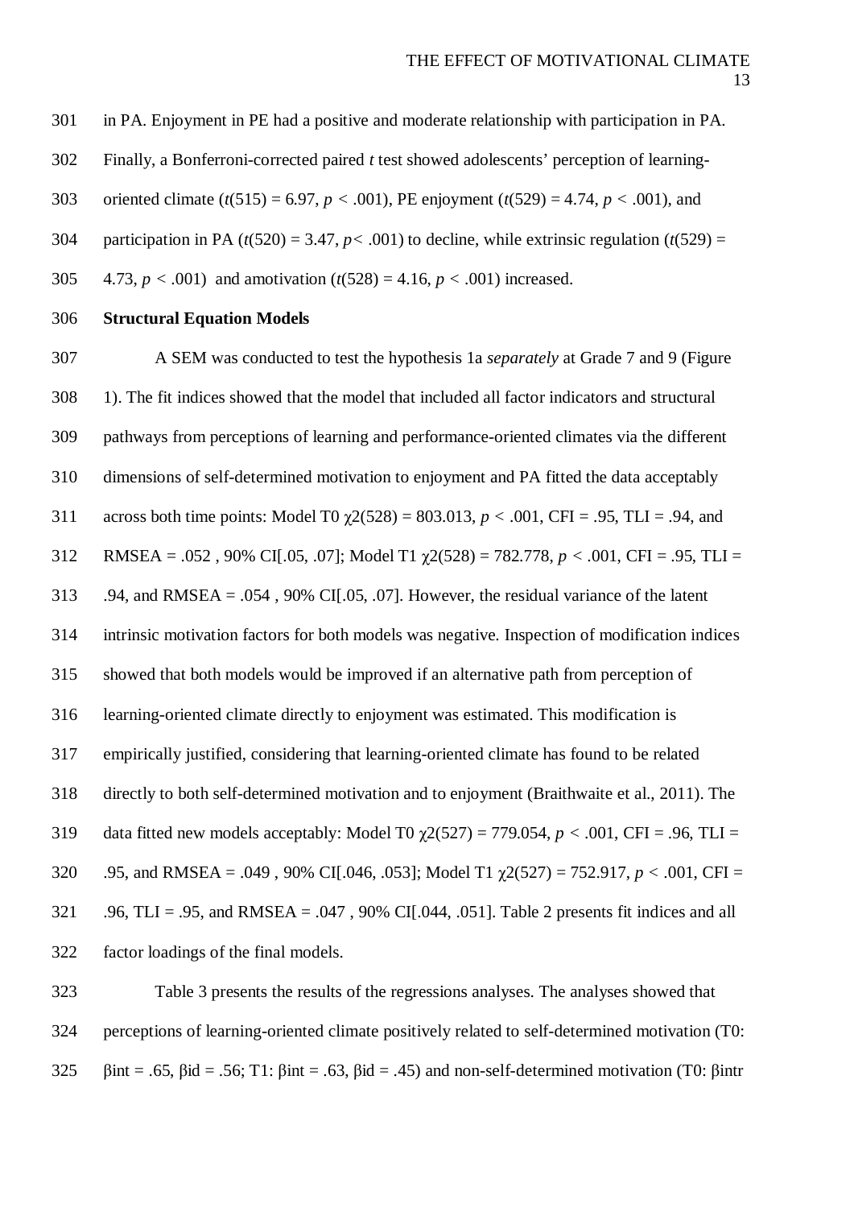in PA. Enjoyment in PE had a positive and moderate relationship with participation in PA. Finally, a Bonferroni-corrected paired *t* test showed adolescents' perception of learning-oriented climate ($t(515) = 6.97$, $p < .001$), PE enjoyment ($t(529) = 4.74$, $p < .001$), and participation in PA ($t(520) = 3.47$, $p < .001$) to decline, while extrinsic regulation ($t(529) = 4.73$, $p < .001$) and amotivation ($t(528) = 4.16$, $p < .001$) increased.

**Structural Equation Models**

A SEM was conducted to test the hypothesis 1a *separately* at Grade 7 and 9 (Figure 1). The fit indices showed that the model that included all factor indicators and structural pathways from perceptions of learning and performance-oriented climates via the different dimensions of self-determined motivation to enjoyment and PA fitted the data acceptably across both time points: Model T0 $\chi2(528) = 803.013$, $p < .001$, CFI = .95, TLI = .94, and RMSEA = .052 , 90% CI[.05, .07]; Model T1 $\chi2(528) = 782.778$, $p < .001$, CFI = .95, TLI = .94, and RMSEA = .054 , 90% CI[.05, .07]. However, the residual variance of the latent intrinsic motivation factors for both models was negative. Inspection of modification indices showed that both models would be improved if an alternative path from perception of learning-oriented climate directly to enjoyment was estimated. This modification is empirically justified, considering that learning-oriented climate has found to be related directly to both self-determined motivation and to enjoyment (Braithwaite et al., 2011). The data fitted new models acceptably: Model T0 $\chi2(527) = 779.054$, $p < .001$, CFI = .96, TLI = .95, and RMSEA = .049 , 90% CI[.046, .053]; Model T1 $\chi2(527) = 752.917$, $p < .001$, CFI = .96, TLI = .95, and RMSEA = .047 , 90% CI[.044, .051]. Table 2 presents fit indices and all factor loadings of the final models.

Table 3 presents the results of the regressions analyses. The analyses showed that perceptions of learning-oriented climate positively related to self-determined motivation (T0: βint = .65, βid = .56; T1: βint = .63, βid = .45) and non-self-determined motivation (T0: βintr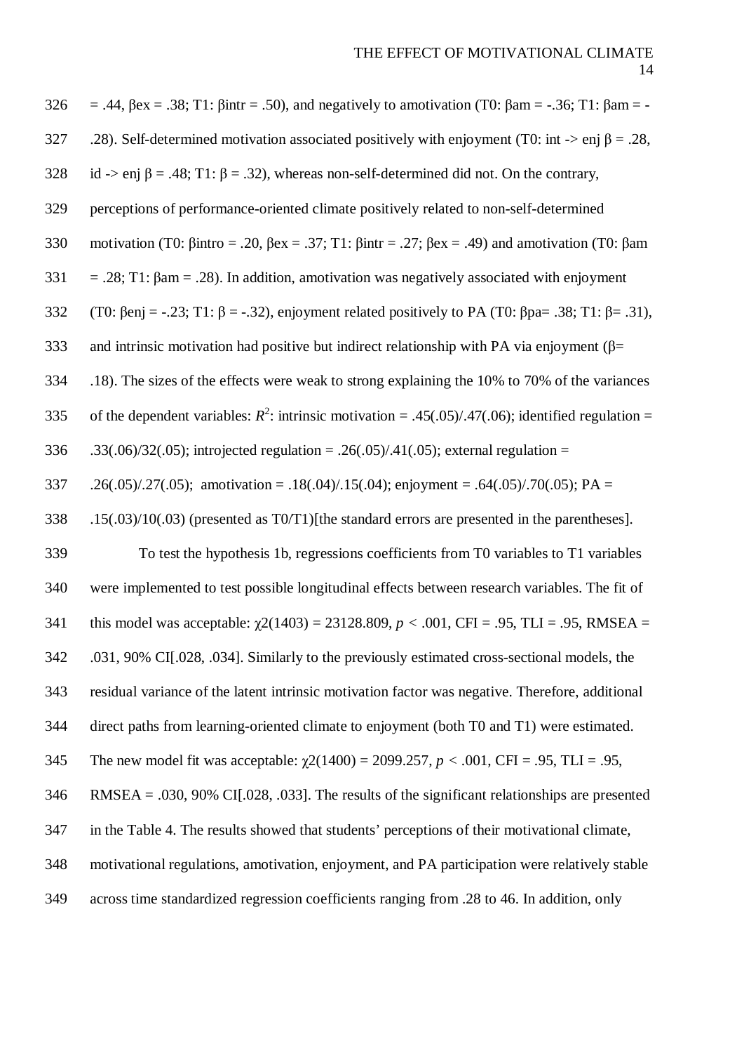= .44, βex = .38; T1: βintr = .50), and negatively to amotivation (T0: βam = -.36; T1: βam = -.28). Self-determined motivation associated positively with enjoyment (T0: int -> enj β = .28, id -> enj β = .48; T1: β = .32), whereas non-self-determined did not. On the contrary, perceptions of performance-oriented climate positively related to non-self-determined motivation (T0: βintro = .20, βex = .37; T1: βintr = .27; βex = .49) and amotivation (T0: βam = .28; T1: βam = .28). In addition, amotivation was negatively associated with enjoyment (T0: βenj = -.23; T1: β = -.32), enjoyment related positively to PA (T0: βpa= .38; T1: β= .31), and intrinsic motivation had positive but indirect relationship with PA via enjoyment (β= .18). The sizes of the effects were weak to strong explaining the 10% to 70% of the variances of the dependent variables: $R^2$: intrinsic motivation = .45(.05)/.47(.06); identified regulation = .33(.06)/32(.05); introjected regulation = .26(.05)/.41(.05); external regulation = .26(.05)/.27(.05); amotivation = .18(.04)/.15(.04); enjoyment = .64(.05)/.70(.05); PA = .15(.03)/10(.03) (presented as T0/T1)[the standard errors are presented in the parentheses].

To test the hypothesis 1b, regressions coefficients from T0 variables to T1 variables were implemented to test possible longitudinal effects between research variables. The fit of this model was acceptable: $\chi2(1403) = 23128.809$, $p < .001$, CFI = .95, TLI = .95, RMSEA = .031, 90% CI[.028, .034]. Similarly to the previously estimated cross-sectional models, the residual variance of the latent intrinsic motivation factor was negative. Therefore, additional direct paths from learning-oriented climate to enjoyment (both T0 and T1) were estimated. The new model fit was acceptable: $\chi2(1400) = 2099.257$, $p < .001$, CFI = .95, TLI = .95, RMSEA = .030, 90% CI[.028, .033]. The results of the significant relationships are presented in the Table 4. The results showed that students' perceptions of their motivational climate, motivational regulations, amotivation, enjoyment, and PA participation were relatively stable across time standardized regression coefficients ranging from .28 to 46. In addition, only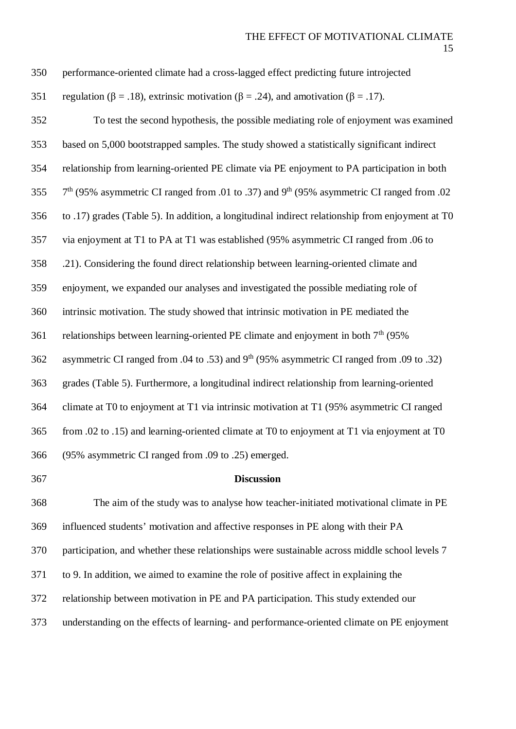performance-oriented climate had a cross-lagged effect predicting future introjected regulation (β = .18), extrinsic motivation (β = .24), and amotivation (β = .17).

To test the second hypothesis, the possible mediating role of enjoyment was examined based on 5,000 bootstrapped samples. The study showed a statistically significant indirect relationship from learning-oriented PE climate via PE enjoyment to PA participation in both 7th (95% asymmetric CI ranged from .01 to .37) and 9th (95% asymmetric CI ranged from .02 to .17) grades (Table 5). In addition, a longitudinal indirect relationship from enjoyment at T0 via enjoyment at T1 to PA at T1 was established (95% asymmetric CI ranged from .06 to .21). Considering the found direct relationship between learning-oriented climate and enjoyment, we expanded our analyses and investigated the possible mediating role of intrinsic motivation. The study showed that intrinsic motivation in PE mediated the relationships between learning-oriented PE climate and enjoyment in both 7th (95% asymmetric CI ranged from .04 to .53) and 9th (95% asymmetric CI ranged from .09 to .32) grades (Table 5). Furthermore, a longitudinal indirect relationship from learning-oriented climate at T0 to enjoyment at T1 via intrinsic motivation at T1 (95% asymmetric CI ranged from .02 to .15) and learning-oriented climate at T0 to enjoyment at T1 via enjoyment at T0 (95% asymmetric CI ranged from .09 to .25) emerged.

## Discussion

The aim of the study was to analyse how teacher-initiated motivational climate in PE influenced students' motivation and affective responses in PE along with their PA participation, and whether these relationships were sustainable across middle school levels 7 to 9. In addition, we aimed to examine the role of positive affect in explaining the relationship between motivation in PE and PA participation. This study extended our understanding on the effects of learning- and performance-oriented climate on PE enjoyment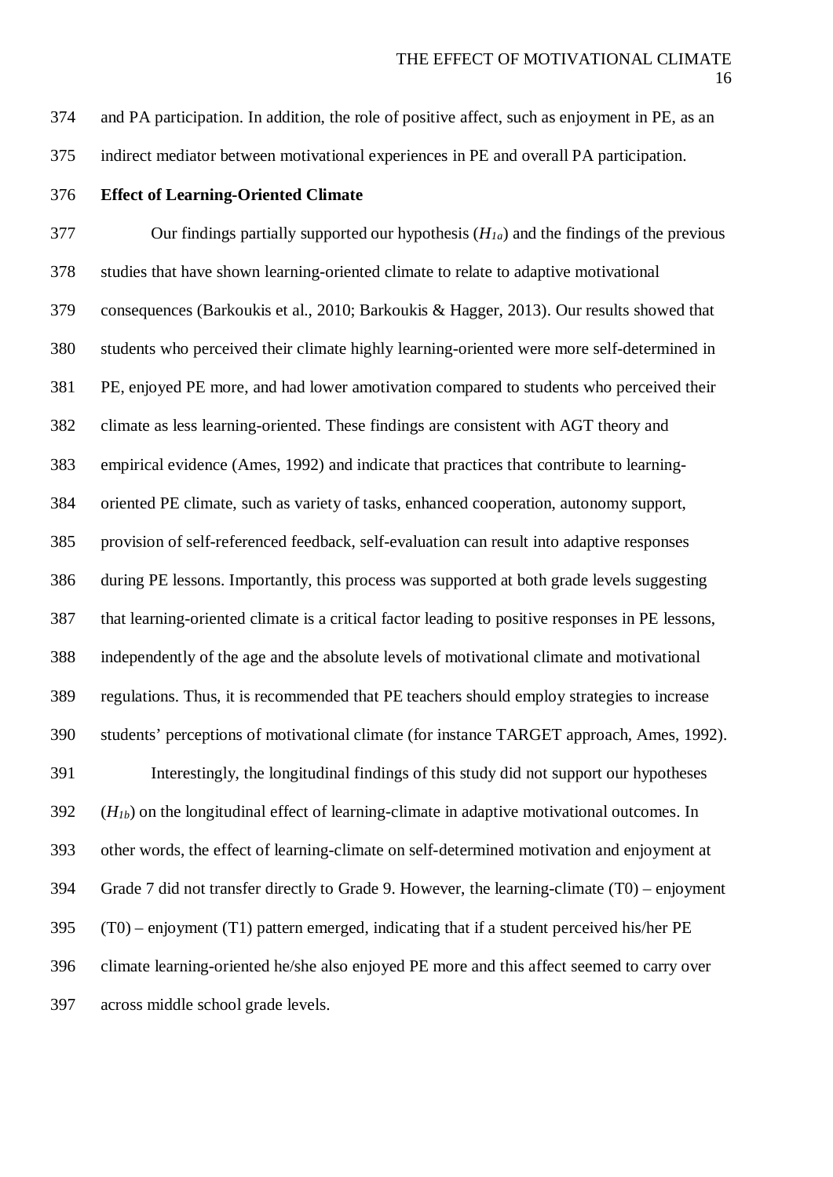and PA participation. In addition, the role of positive affect, such as enjoyment in PE, as an indirect mediator between motivational experiences in PE and overall PA participation.

**Effect of Learning-Oriented Climate**

Our findings partially supported our hypothesis ($H_{1a}$) and the findings of the previous studies that have shown learning-oriented climate to relate to adaptive motivational consequences (Barkoukis et al., 2010; Barkoukis & Hagger, 2013). Our results showed that students who perceived their climate highly learning-oriented were more self-determined in PE, enjoyed PE more, and had lower amotivation compared to students who perceived their climate as less learning-oriented. These findings are consistent with AGT theory and empirical evidence (Ames, 1992) and indicate that practices that contribute to learning-oriented PE climate, such as variety of tasks, enhanced cooperation, autonomy support, provision of self-referenced feedback, self-evaluation can result into adaptive responses during PE lessons. Importantly, this process was supported at both grade levels suggesting that learning-oriented climate is a critical factor leading to positive responses in PE lessons, independently of the age and the absolute levels of motivational climate and motivational regulations. Thus, it is recommended that PE teachers should employ strategies to increase students' perceptions of motivational climate (for instance TARGET approach, Ames, 1992).

Interestingly, the longitudinal findings of this study did not support our hypotheses ($H_{1b}$) on the longitudinal effect of learning-climate in adaptive motivational outcomes. In other words, the effect of learning-climate on self-determined motivation and enjoyment at Grade 7 did not transfer directly to Grade 9. However, the learning-climate (T0) – enjoyment (T0) – enjoyment (T1) pattern emerged, indicating that if a student perceived his/her PE climate learning-oriented he/she also enjoyed PE more and this affect seemed to carry over across middle school grade levels.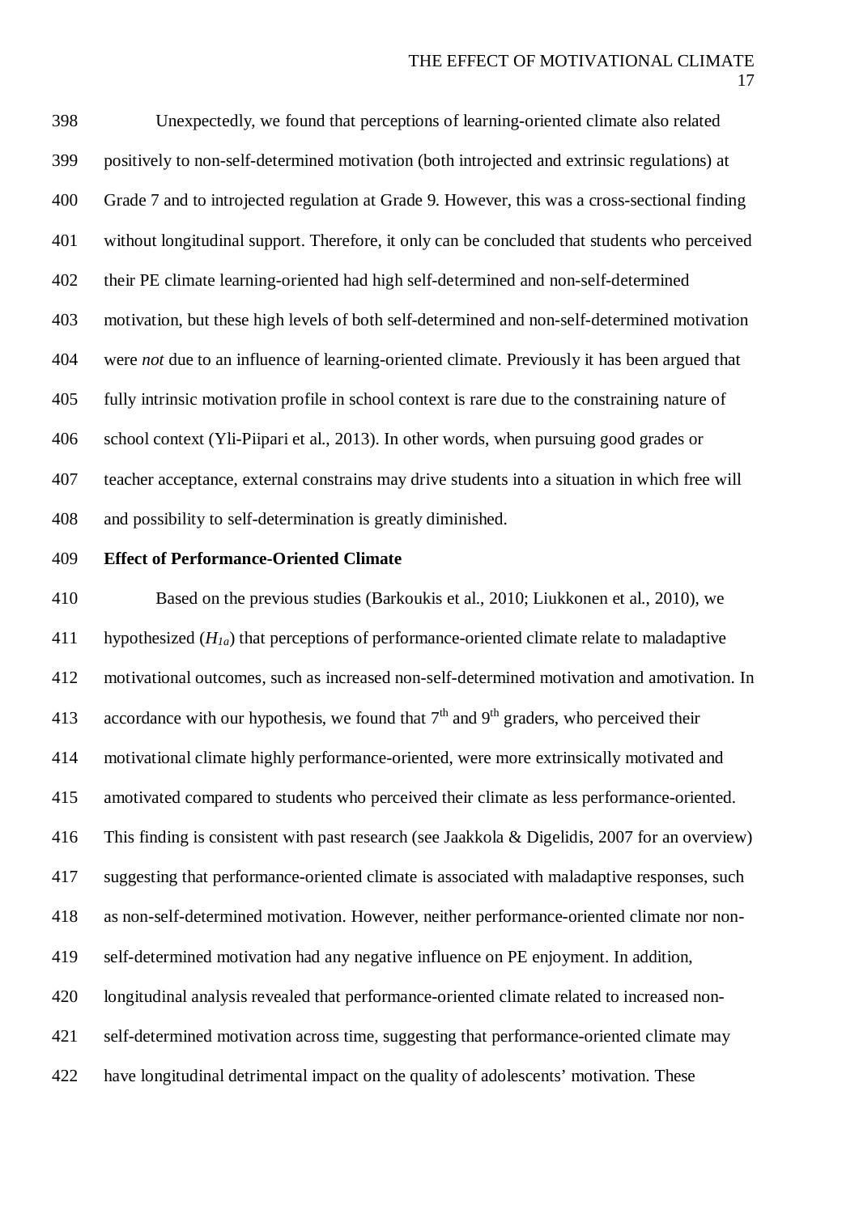Unexpectedly, we found that perceptions of learning-oriented climate also related positively to non-self-determined motivation (both introjected and extrinsic regulations) at Grade 7 and to introjected regulation at Grade 9. However, this was a cross-sectional finding without longitudinal support. Therefore, it only can be concluded that students who perceived their PE climate learning-oriented had high self-determined and non-self-determined motivation, but these high levels of both self-determined and non-self-determined motivation were *not* due to an influence of learning-oriented climate. Previously it has been argued that fully intrinsic motivation profile in school context is rare due to the constraining nature of school context (Yli-Piipari et al., 2013). In other words, when pursuing good grades or teacher acceptance, external constrains may drive students into a situation in which free will and possibility to self-determination is greatly diminished.

**Effect of Performance-Oriented Climate**

Based on the previous studies (Barkoukis et al., 2010; Liukkonen et al., 2010), we hypothesized ($H_{1a}$) that perceptions of performance-oriented climate relate to maladaptive motivational outcomes, such as increased non-self-determined motivation and amotivation. In accordance with our hypothesis, we found that 7th and 9th graders, who perceived their motivational climate highly performance-oriented, were more extrinsically motivated and amotivated compared to students who perceived their climate as less performance-oriented. This finding is consistent with past research (see Jaakkola & Digelidis, 2007 for an overview) suggesting that performance-oriented climate is associated with maladaptive responses, such as non-self-determined motivation. However, neither performance-oriented climate nor non-self-determined motivation had any negative influence on PE enjoyment. In addition, longitudinal analysis revealed that performance-oriented climate related to increased non-self-determined motivation across time, suggesting that performance-oriented climate may have longitudinal detrimental impact on the quality of adolescents' motivation. These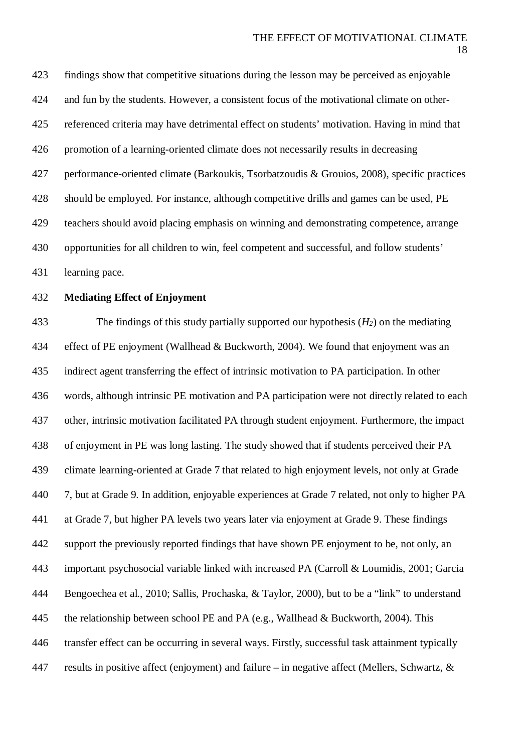findings show that competitive situations during the lesson may be perceived as enjoyable and fun by the students. However, a consistent focus of the motivational climate on other-referenced criteria may have detrimental effect on students' motivation. Having in mind that promotion of a learning-oriented climate does not necessarily results in decreasing performance-oriented climate (Barkoukis, Tsorbatzoudis & Grouios, 2008), specific practices should be employed. For instance, although competitive drills and games can be used, PE teachers should avoid placing emphasis on winning and demonstrating competence, arrange opportunities for all children to win, feel competent and successful, and follow students' learning pace.

**Mediating Effect of Enjoyment**

The findings of this study partially supported our hypothesis ($H_2$) on the mediating effect of PE enjoyment (Wallhead & Buckworth, 2004). We found that enjoyment was an indirect agent transferring the effect of intrinsic motivation to PA participation. In other words, although intrinsic PE motivation and PA participation were not directly related to each other, intrinsic motivation facilitated PA through student enjoyment. Furthermore, the impact of enjoyment in PE was long lasting. The study showed that if students perceived their PA climate learning-oriented at Grade 7 that related to high enjoyment levels, not only at Grade 7, but at Grade 9. In addition, enjoyable experiences at Grade 7 related, not only to higher PA at Grade 7, but higher PA levels two years later via enjoyment at Grade 9. These findings support the previously reported findings that have shown PE enjoyment to be, not only, an important psychosocial variable linked with increased PA (Carroll & Loumidis, 2001; Garcia Bengoechea et al., 2010; Sallis, Prochaska, & Taylor, 2000), but to be a "link" to understand the relationship between school PE and PA (e.g., Wallhead & Buckworth, 2004). This transfer effect can be occurring in several ways. Firstly, successful task attainment typically results in positive affect (enjoyment) and failure – in negative affect (Mellers, Schwartz, &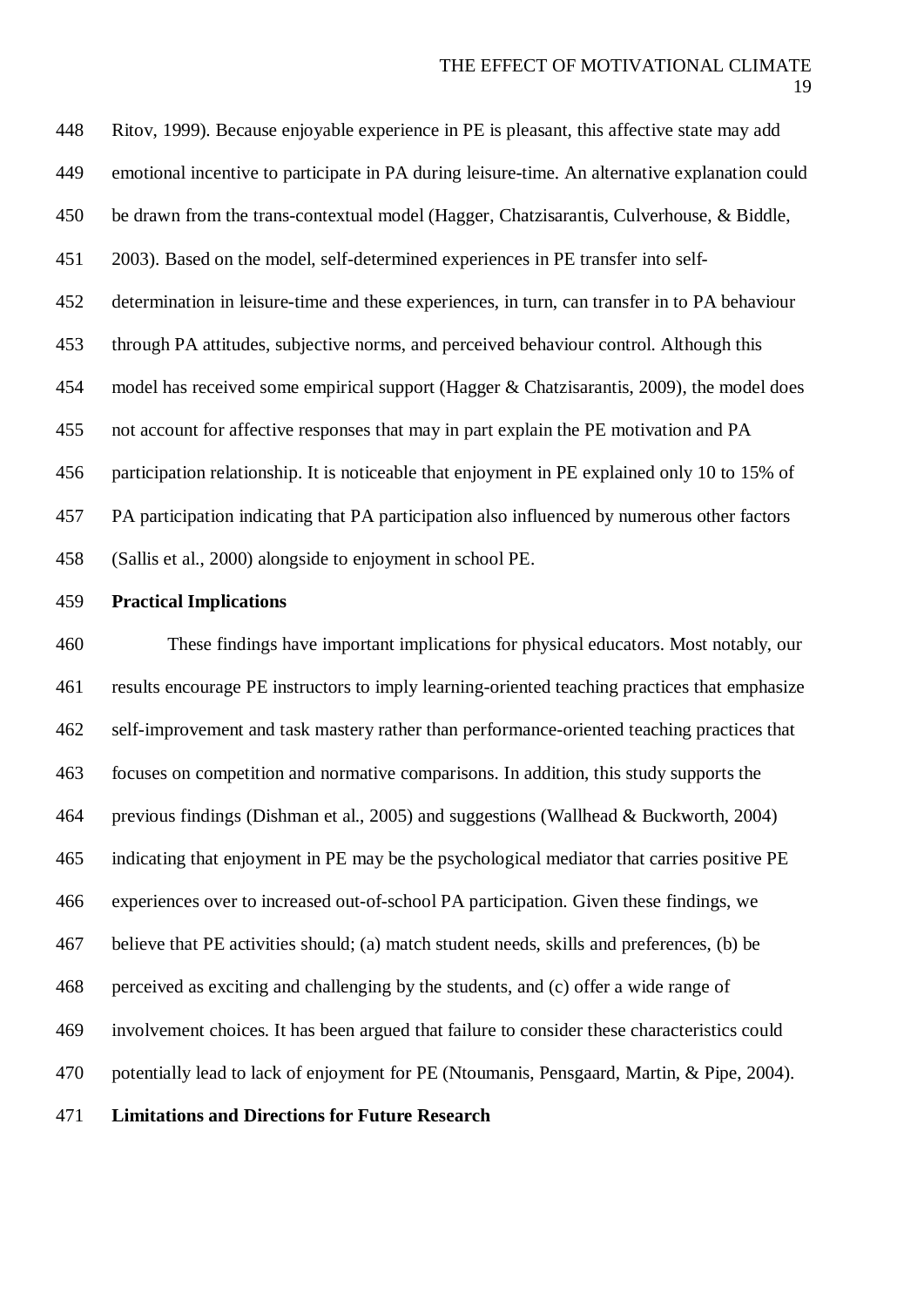Ritov, 1999). Because enjoyable experience in PE is pleasant, this affective state may add emotional incentive to participate in PA during leisure-time. An alternative explanation could be drawn from the trans-contextual model (Hagger, Chatzisarantis, Culverhouse, & Biddle, 2003). Based on the model, self-determined experiences in PE transfer into self-determination in leisure-time and these experiences, in turn, can transfer in to PA behaviour through PA attitudes, subjective norms, and perceived behaviour control. Although this model has received some empirical support (Hagger & Chatzisarantis, 2009), the model does not account for affective responses that may in part explain the PE motivation and PA participation relationship. It is noticeable that enjoyment in PE explained only 10 to 15% of PA participation indicating that PA participation also influenced by numerous other factors (Sallis et al., 2000) alongside to enjoyment in school PE.

**Practical Implications**

These findings have important implications for physical educators. Most notably, our results encourage PE instructors to imply learning-oriented teaching practices that emphasize self-improvement and task mastery rather than performance-oriented teaching practices that focuses on competition and normative comparisons. In addition, this study supports the previous findings (Dishman et al., 2005) and suggestions (Wallhead & Buckworth, 2004) indicating that enjoyment in PE may be the psychological mediator that carries positive PE experiences over to increased out-of-school PA participation. Given these findings, we believe that PE activities should; (a) match student needs, skills and preferences, (b) be perceived as exciting and challenging by the students, and (c) offer a wide range of involvement choices. It has been argued that failure to consider these characteristics could potentially lead to lack of enjoyment for PE (Ntoumanis, Pensgaard, Martin, & Pipe, 2004).

**Limitations and Directions for Future Research**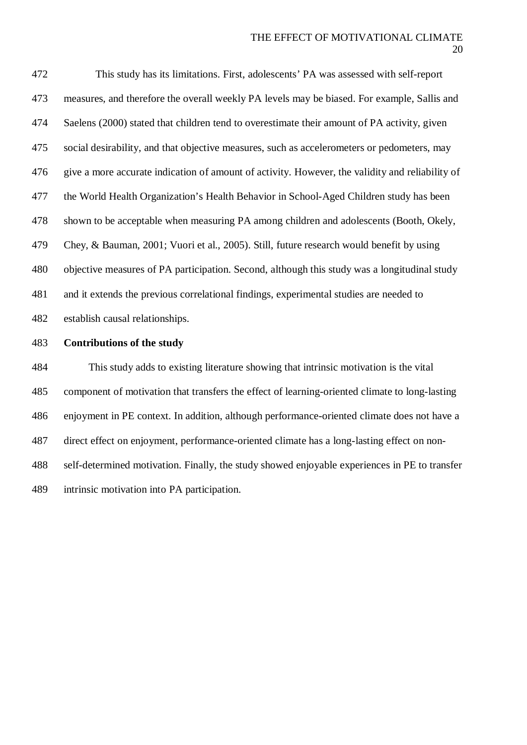This study has its limitations. First, adolescents' PA was assessed with self-report measures, and therefore the overall weekly PA levels may be biased. For example, Sallis and Saelens (2000) stated that children tend to overestimate their amount of PA activity, given social desirability, and that objective measures, such as accelerometers or pedometers, may give a more accurate indication of amount of activity. However, the validity and reliability of the World Health Organization's Health Behavior in School-Aged Children study has been shown to be acceptable when measuring PA among children and adolescents (Booth, Okely, Chey, & Bauman, 2001; Vuori et al., 2005). Still, future research would benefit by using objective measures of PA participation. Second, although this study was a longitudinal study and it extends the previous correlational findings, experimental studies are needed to establish causal relationships.

**Contributions of the study**

This study adds to existing literature showing that intrinsic motivation is the vital component of motivation that transfers the effect of learning-oriented climate to long-lasting enjoyment in PE context. In addition, although performance-oriented climate does not have a direct effect on enjoyment, performance-oriented climate has a long-lasting effect on non-self-determined motivation. Finally, the study showed enjoyable experiences in PE to transfer intrinsic motivation into PA participation.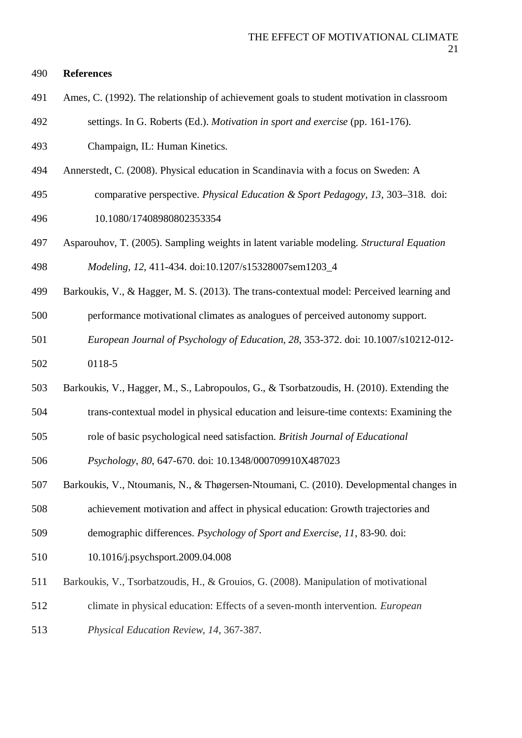**References**

Ames, C. (1992). The relationship of achievement goals to student motivation in classroom settings. In G. Roberts (Ed.). *Motivation in sport and exercise* (pp. 161-176). Champaign, IL: Human Kinetics.

Annerstedt, C. (2008). Physical education in Scandinavia with a focus on Sweden: A comparative perspective. *Physical Education & Sport Pedagogy*, *13*, 303–318. doi: 10.1080/17408980802353354

Asparouhov, T. (2005). Sampling weights in latent variable modeling. *Structural Equation Modeling*, *12*, 411-434. doi:10.1207/s15328007sem1203_4

Barkoukis, V., & Hagger, M. S. (2013). The trans-contextual model: Perceived learning and performance motivational climates as analogues of perceived autonomy support. *European Journal of Psychology of Education*, *28*, 353-372. doi: 10.1007/s10212-012-0118-5

Barkoukis, V., Hagger, M., S., Labropoulos, G., & Tsorbatzoudis, H. (2010). Extending the trans-contextual model in physical education and leisure-time contexts: Examining the role of basic psychological need satisfaction. *British Journal of Educational Psychology*, *80*, 647-670. doi: 10.1348/000709910X487023

Barkoukis, V., Ntoumanis, N., & Thøgersen-Ntoumani, C. (2010). Developmental changes in achievement motivation and affect in physical education: Growth trajectories and demographic differences. *Psychology of Sport and Exercise*, *11*, 83-90. doi: 10.1016/j.psychsport.2009.04.008

Barkoukis, V., Tsorbatzoudis, H., & Grouios, G. (2008). Manipulation of motivational climate in physical education: Effects of a seven-month intervention. *European Physical Education Review*, *14*, 367-387.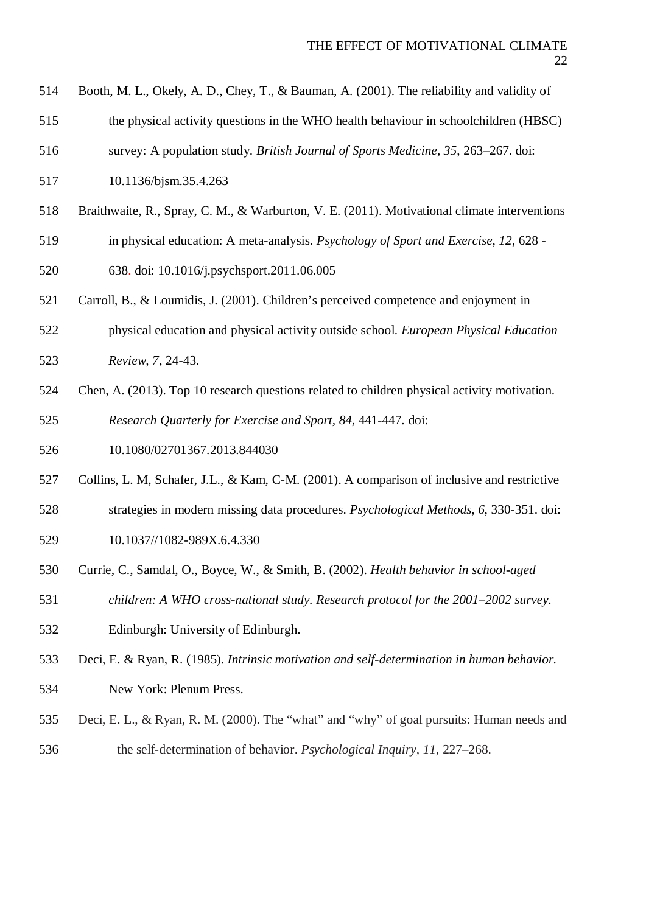Booth, M. L., Okely, A. D., Chey, T., & Bauman, A. (2001). The reliability and validity of the physical activity questions in the WHO health behaviour in schoolchildren (HBSC) survey: A population study. *British Journal of Sports Medicine, 35*, 263–267. doi: 10.1136/bjsm.35.4.263

Braithwaite, R., Spray, C. M., & Warburton, V. E. (2011). Motivational climate interventions in physical education: A meta-analysis. *Psychology of Sport and Exercise, 12*, 628 - 638. doi: 10.1016/j.psychsport.2011.06.005

Carroll, B., & Loumidis, J. (2001). Children's perceived competence and enjoyment in physical education and physical activity outside school. *European Physical Education Review, 7*, 24-43.

Chen, A. (2013). Top 10 research questions related to children physical activity motivation. *Research Quarterly for Exercise and Sport, 84,* 441-447. doi: 10.1080/02701367.2013.844030

Collins, L. M, Schafer, J.L., & Kam, C-M. (2001). A comparison of inclusive and restrictive strategies in modern missing data procedures. *Psychological Methods, 6*, 330-351. doi: 10.1037//1082-989X.6.4.330

Currie, C., Samdal, O., Boyce, W., & Smith, B. (2002). *Health behavior in school-aged children: A WHO cross-national study. Research protocol for the 2001–2002 survey*. Edinburgh: University of Edinburgh.

Deci, E. & Ryan, R. (1985). *Intrinsic motivation and self-determination in human behavior.* New York: Plenum Press.

Deci, E. L., & Ryan, R. M. (2000). The "what" and "why" of goal pursuits: Human needs and the self-determination of behavior. *Psychological Inquiry, 11,* 227–268.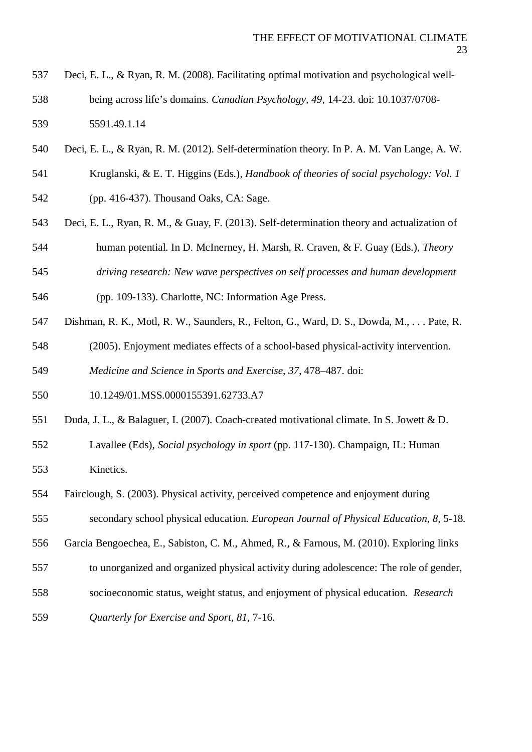Deci, E. L., & Ryan, R. M. (2008). Facilitating optimal motivation and psychological well-being across life's domains. *Canadian Psychology, 49*, 14-23. doi: 10.1037/0708-5591.49.1.14

Deci, E. L., & Ryan, R. M. (2012). Self-determination theory. In P. A. M. Van Lange, A. W. Kruglanski, & E. T. Higgins (Eds.), *Handbook of theories of social psychology: Vol. 1* (pp. 416-437). Thousand Oaks, CA: Sage.

Deci, E. L., Ryan, R. M., & Guay, F. (2013). Self-determination theory and actualization of human potential. In D. McInerney, H. Marsh, R. Craven, & F. Guay (Eds.), *Theory driving research: New wave perspectives on self processes and human development* (pp. 109-133). Charlotte, NC: Information Age Press.

Dishman, R. K., Motl, R. W., Saunders, R., Felton, G., Ward, D. S., Dowda, M., . . . Pate, R. (2005). Enjoyment mediates effects of a school-based physical-activity intervention. *Medicine and Science in Sports and Exercise, 37*, 478–487. doi: 10.1249/01.MSS.0000155391.62733.A7

Duda, J. L., & Balaguer, I. (2007). Coach-created motivational climate. In S. Jowett & D. Lavallee (Eds), *Social psychology in sport* (pp. 117-130). Champaign, IL: Human Kinetics.

Fairclough, S. (2003). Physical activity, perceived competence and enjoyment during secondary school physical education. *European Journal of Physical Education, 8*, 5-18.

Garcia Bengoechea, E., Sabiston, C. M., Ahmed, R., & Farnous, M. (2010). Exploring links to unorganized and organized physical activity during adolescence: The role of gender, socioeconomic status, weight status, and enjoyment of physical education. *Research Quarterly for Exercise and Sport, 81*, 7-16.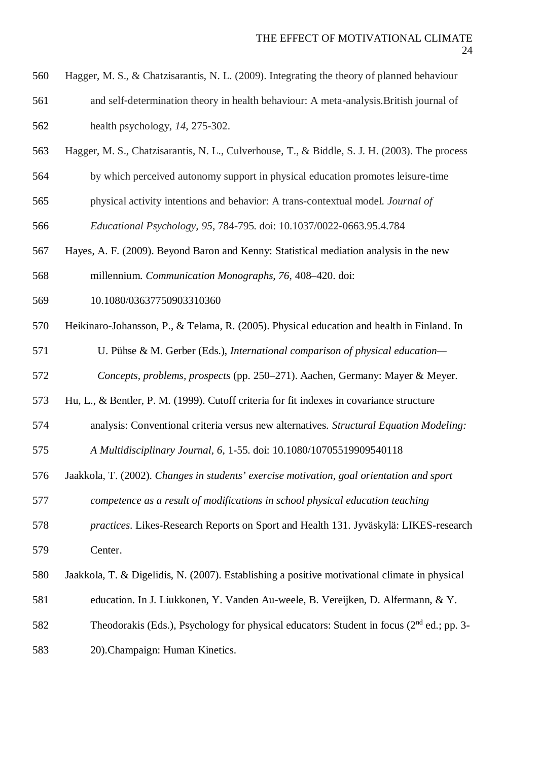Hagger, M. S., & Chatzisarantis, N. L. (2009). Integrating the theory of planned behaviour and self-determination theory in health behaviour: A meta-analysis.British journal of health psychology, *14,* 275-302.

Hagger, M. S., Chatzisarantis, N. L., Culverhouse, T., & Biddle, S. J. H. (2003). The process by which perceived autonomy support in physical education promotes leisure-time physical activity intentions and behavior: A trans-contextual model. *Journal of Educational Psychology, 95*, 784-795. doi: 10.1037/0022-0663.95.4.784

Hayes, A. F. (2009). Beyond Baron and Kenny: Statistical mediation analysis in the new millennium. *Communication Monographs, 76,* 408–420. doi: 10.1080/03637750903310360

Heikinaro-Johansson, P., & Telama, R. (2005). Physical education and health in Finland. In U. Pühse & M. Gerber (Eds.), *International comparison of physical education—Concepts, problems, prospects* (pp. 250–271). Aachen, Germany: Mayer & Meyer.

Hu, L., & Bentler, P. M. (1999). Cutoff criteria for fit indexes in covariance structure analysis: Conventional criteria versus new alternatives. *Structural Equation Modeling: A Multidisciplinary Journal, 6*, 1-55. doi: 10.1080/10705519909540118

Jaakkola, T. (2002). *Changes in students' exercise motivation, goal orientation and sport competence as a result of modifications in school physical education teaching practices*. Likes-Research Reports on Sport and Health 131. Jyväskylä: LIKES-research Center.

Jaakkola, T. & Digelidis, N. (2007). Establishing a positive motivational climate in physical education. In J. Liukkonen, Y. Vanden Au-weele, B. Vereijken, D. Alfermann, & Y. Theodorakis (Eds.), Psychology for physical educators: Student in focus (2nd ed.; pp. 3-20).Champaign: Human Kinetics.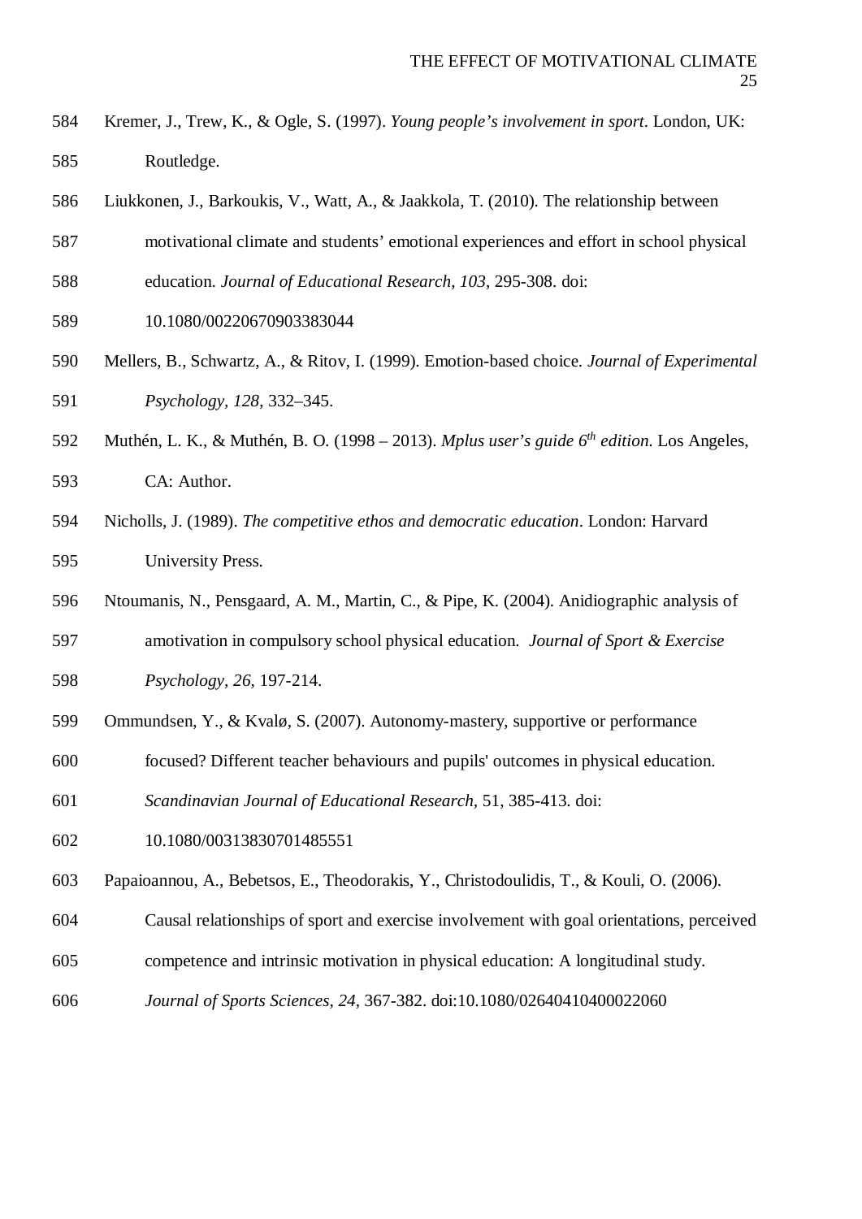Kremer, J., Trew, K., & Ogle, S. (1997). *Young people's involvement in sport*. London, UK: Routledge.

Liukkonen, J., Barkoukis, V., Watt, A., & Jaakkola, T. (2010). The relationship between motivational climate and students' emotional experiences and effort in school physical education. *Journal of Educational Research, 103*, 295-308. doi: 10.1080/00220670903383044

Mellers, B., Schwartz, A., & Ritov, I. (1999). Emotion-based choice. *Journal of Experimental Psychology, 128*, 332–345.

Muthén, L. K., & Muthén, B. O. (1998 – 2013). *Mplus user's guide 6th edition*. Los Angeles, CA: Author.

Nicholls, J. (1989). *The competitive ethos and democratic education*. London: Harvard University Press.

Ntoumanis, N., Pensgaard, A. M., Martin, C., & Pipe, K. (2004). Anidiographic analysis of amotivation in compulsory school physical education. *Journal of Sport & Exercise Psychology, 26*, 197-214.

Ommundsen, Y., & Kvalø, S. (2007). Autonomy-mastery, supportive or performance focused? Different teacher behaviours and pupils' outcomes in physical education. *Scandinavian Journal of Educational Research*, 51, 385-413. doi: 10.1080/00313830701485551

Papaioannou, A., Bebetsos, E., Theodorakis, Y., Christodoulidis, T., & Kouli, O. (2006). Causal relationships of sport and exercise involvement with goal orientations, perceived competence and intrinsic motivation in physical education: A longitudinal study. *Journal of Sports Sciences, 24*, 367-382. doi:10.1080/02640410400022060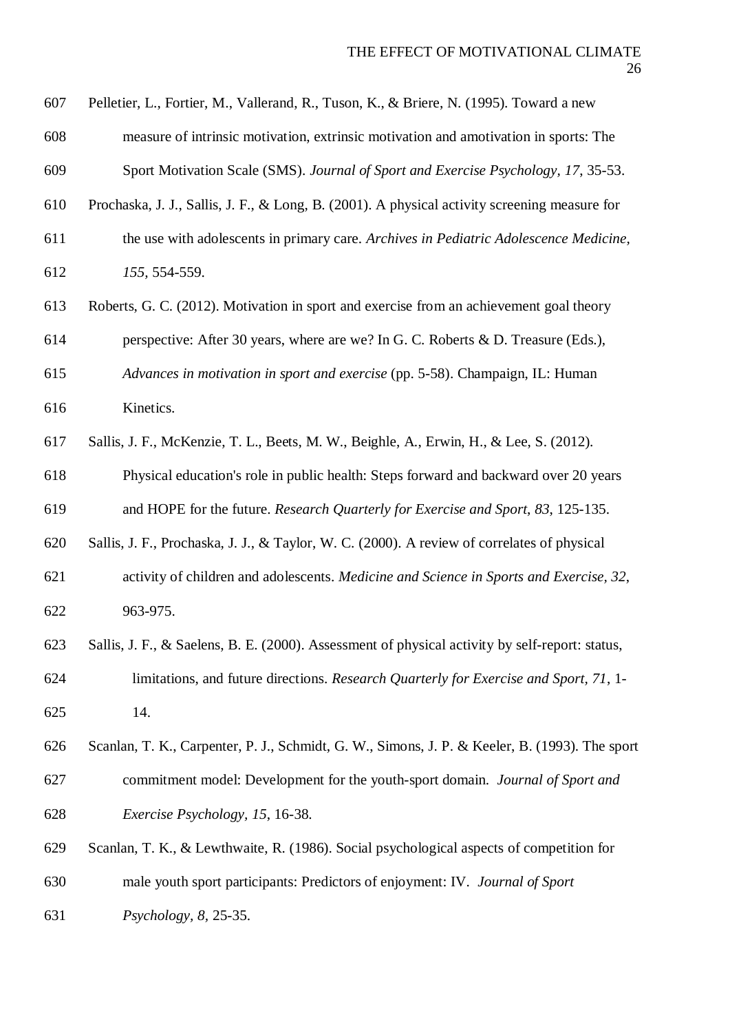Pelletier, L., Fortier, M., Vallerand, R., Tuson, K., & Briere, N. (1995). Toward a new measure of intrinsic motivation, extrinsic motivation and amotivation in sports: The Sport Motivation Scale (SMS). *Journal of Sport and Exercise Psychology, 17*, 35-53.

Prochaska, J. J., Sallis, J. F., & Long, B. (2001). A physical activity screening measure for the use with adolescents in primary care. *Archives in Pediatric Adolescence Medicine, 155*, 554-559.

Roberts, G. C. (2012). Motivation in sport and exercise from an achievement goal theory perspective: After 30 years, where are we? In G. C. Roberts & D. Treasure (Eds.), *Advances in motivation in sport and exercise* (pp. 5-58). Champaign, IL: Human Kinetics.

Sallis, J. F., McKenzie, T. L., Beets, M. W., Beighle, A., Erwin, H., & Lee, S. (2012). Physical education's role in public health: Steps forward and backward over 20 years and HOPE for the future. *Research Quarterly for Exercise and Sport*, *83*, 125-135.

Sallis, J. F., Prochaska, J. J., & Taylor, W. C. (2000). A review of correlates of physical activity of children and adolescents. *Medicine and Science in Sports and Exercise, 32*, 963-975.

Sallis, J. F., & Saelens, B. E. (2000). Assessment of physical activity by self-report: status, limitations, and future directions. *Research Quarterly for Exercise and Sport, 71*, 1-14.

Scanlan, T. K., Carpenter, P. J., Schmidt, G. W., Simons, J. P. & Keeler, B. (1993). The sport commitment model: Development for the youth-sport domain. *Journal of Sport and Exercise Psychology, 15*, 16-38.

Scanlan, T. K., & Lewthwaite, R. (1986). Social psychological aspects of competition for male youth sport participants: Predictors of enjoyment: IV. *Journal of Sport Psychology, 8*, 25-35.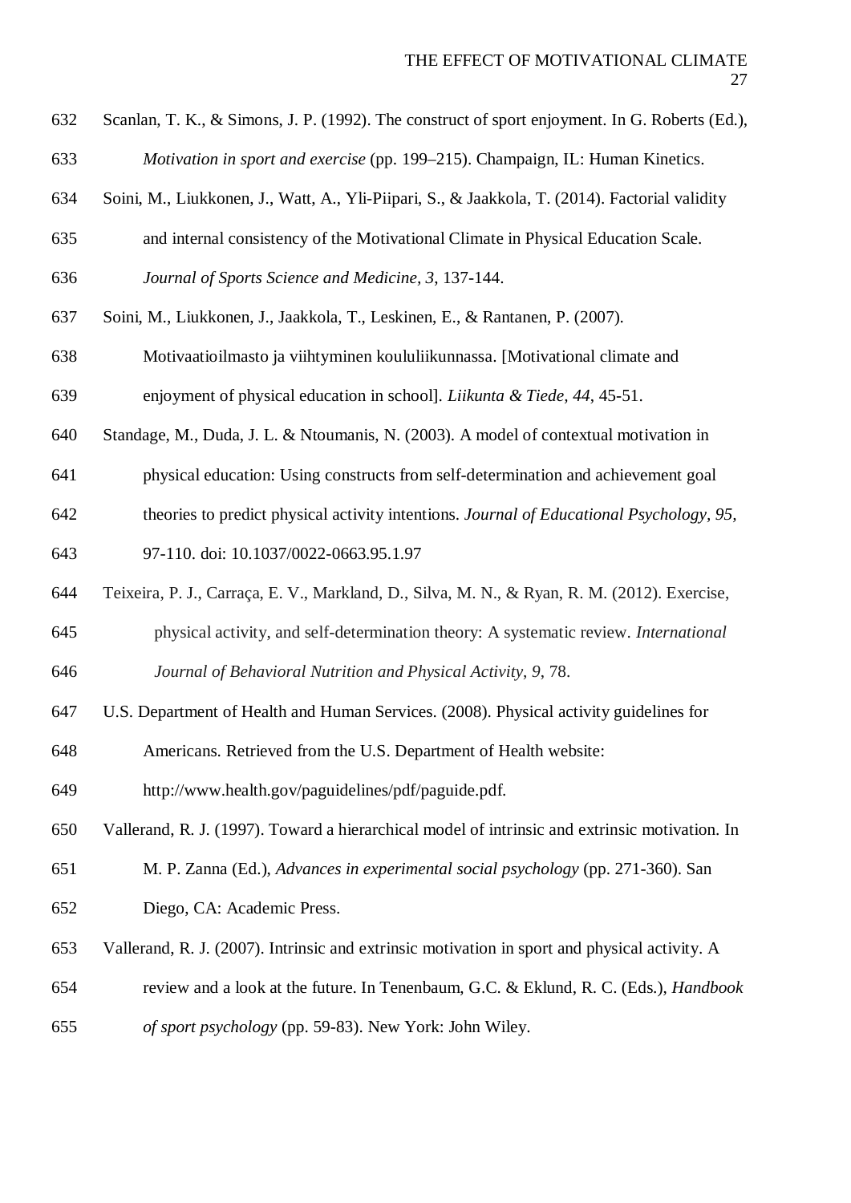Scanlan, T. K., & Simons, J. P. (1992). The construct of sport enjoyment. In G. Roberts (Ed.), *Motivation in sport and exercise* (pp. 199–215). Champaign, IL: Human Kinetics.

Soini, M., Liukkonen, J., Watt, A., Yli-Piipari, S., & Jaakkola, T. (2014). Factorial validity and internal consistency of the Motivational Climate in Physical Education Scale. *Journal of Sports Science and Medicine, 3*, 137-144.

Soini, M., Liukkonen, J., Jaakkola, T., Leskinen, E., & Rantanen, P. (2007). Motivaatioilmasto ja viihtyminen koululiikunnassa. [Motivational climate and enjoyment of physical education in school]. *Liikunta & Tiede, 44*, 45-51.

Standage, M., Duda, J. L. & Ntoumanis, N. (2003). A model of contextual motivation in physical education: Using constructs from self-determination and achievement goal theories to predict physical activity intentions. *Journal of Educational Psychology, 95,* 97-110. doi: 10.1037/0022-0663.95.1.97

Teixeira, P. J., Carraça, E. V., Markland, D., Silva, M. N., & Ryan, R. M. (2012). Exercise, physical activity, and self-determination theory: A systematic review. *International Journal of Behavioral Nutrition and Physical Activity*, *9*, 78.

U.S. Department of Health and Human Services. (2008). Physical activity guidelines for Americans. Retrieved from the U.S. Department of Health website: http://www.health.gov/paguidelines/pdf/paguide.pdf.

Vallerand, R. J. (1997). Toward a hierarchical model of intrinsic and extrinsic motivation. In M. P. Zanna (Ed.), *Advances in experimental social psychology* (pp. 271-360). San Diego, CA: Academic Press.

Vallerand, R. J. (2007). Intrinsic and extrinsic motivation in sport and physical activity. A review and a look at the future. In Tenenbaum, G.C. & Eklund, R. C. (Eds.), *Handbook of sport psychology* (pp. 59-83). New York: John Wiley.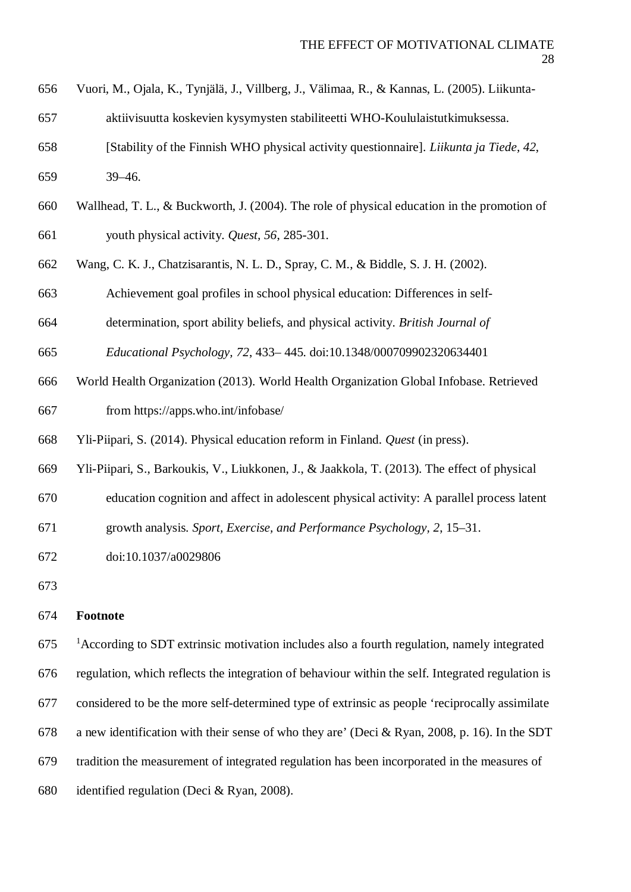Vuori, M., Ojala, K., Tynjälä, J., Villberg, J., Välimaa, R., & Kannas, L. (2005). Liikunta-aktiivisuutta koskevien kysymysten stabiliteetti WHO-Koululaistutkimuksessa. [Stability of the Finnish WHO physical activity questionnaire]. *Liikunta ja Tiede, 42*, 39–46.

Wallhead, T. L., & Buckworth, J. (2004). The role of physical education in the promotion of youth physical activity. *Quest, 56*, 285-301.

Wang, C. K. J., Chatzisarantis, N. L. D., Spray, C. M., & Biddle, S. J. H. (2002). Achievement goal profiles in school physical education: Differences in self-determination, sport ability beliefs, and physical activity. *British Journal of Educational Psychology, 72*, 433– 445. doi:10.1348/000709902320634401

World Health Organization (2013). World Health Organization Global Infobase. Retrieved from https://apps.who.int/infobase/

Yli-Piipari, S. (2014). Physical education reform in Finland. *Quest* (in press).

Yli-Piipari, S., Barkoukis, V., Liukkonen, J., & Jaakkola, T. (2013). The effect of physical education cognition and affect in adolescent physical activity: A parallel process latent growth analysis. *Sport, Exercise, and Performance Psychology, 2*, 15–31. doi:10.1037/a0029806

**Footnote**

[1]According to SDT extrinsic motivation includes also a fourth regulation, namely integrated regulation, which reflects the integration of behaviour within the self. Integrated regulation is considered to be the more self-determined type of extrinsic as people 'reciprocally assimilate a new identification with their sense of who they are' (Deci & Ryan, 2008, p. 16). In the SDT tradition the measurement of integrated regulation has been incorporated in the measures of identified regulation (Deci & Ryan, 2008).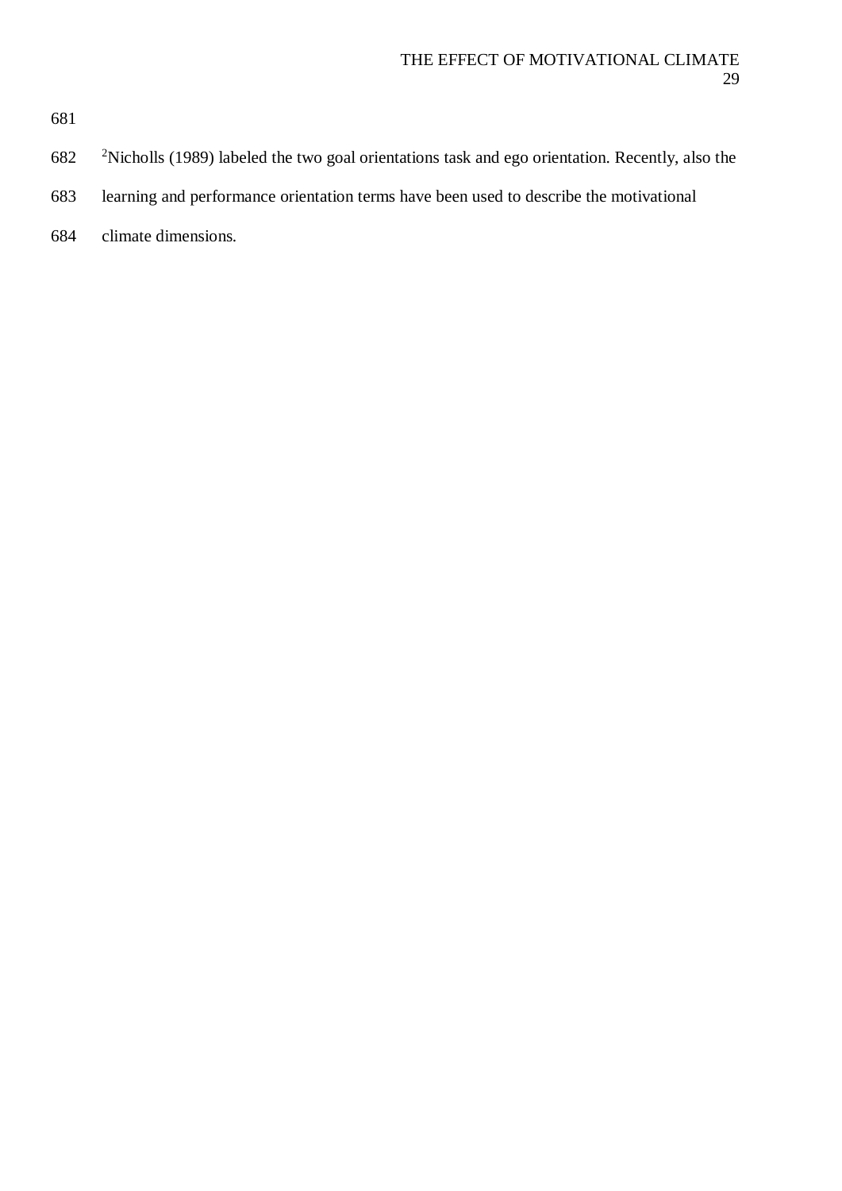[2]Nicholls (1989) labeled the two goal orientations task and ego orientation. Recently, also the learning and performance orientation terms have been used to describe the motivational climate dimensions.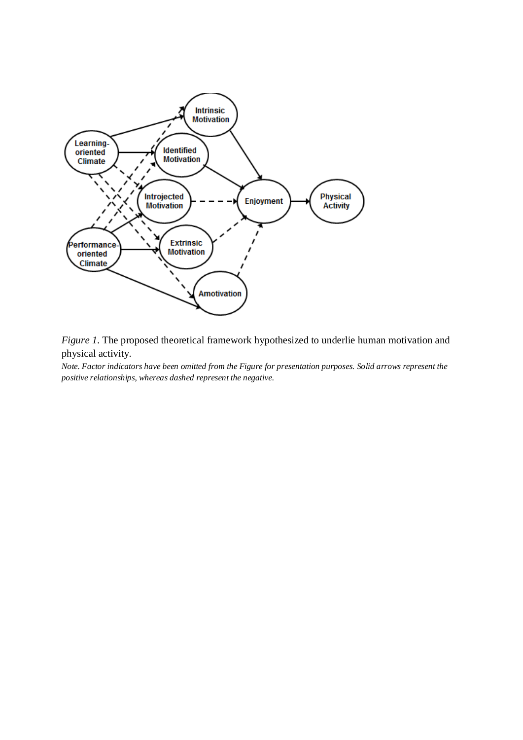*Figure 1.* The proposed theoretical framework hypothesized to underlie human motivation and physical activity.

*Note. Factor indicators have been omitted from the Figure for presentation purposes. Solid arrows represent the positive relationships, whereas dashed represent the negative.*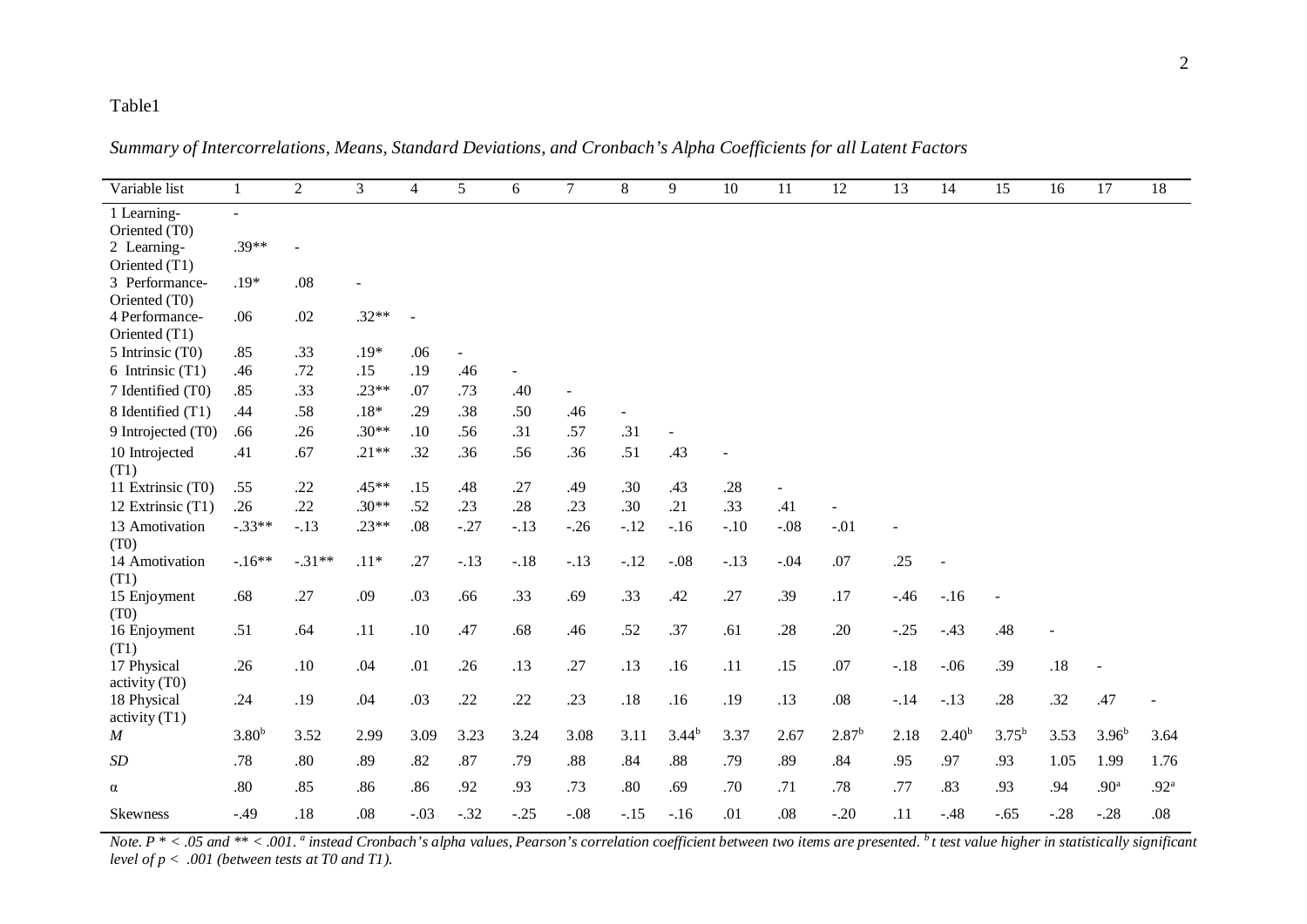Table1

*Summary of Intercorrelations, Means, Standard Deviations, and Cronbach's Alpha Coefficients for all Latent Factors*

| Variable list | 1 | 2 | 3 | 4 | 5 | 6 | 7 | 8 | 9 | 10 | 11 | 12 | 13 | 14 | 15 | 16 | 17 | 18 |
|---|---|---|---|---|---|---|---|---|---|---|---|---|---|---|---|---|---|---|
| 1 Learning-Oriented (T0) | - | | | | | | | | | | | | | | | | | |
| 2 Learning-Oriented (T1) | .39** | - | | | | | | | | | | | | | | | | |
| 3 Performance-Oriented (T0) | .19* | .08 | - | | | | | | | | | | | | | | | |
| 4 Performance-Oriented (T1) | .06 | .02 | .32** | - | | | | | | | | | | | | | | |
| 5 Intrinsic (T0) | .85 | .33 | .19* | .06 | - | | | | | | | | | | | | | |
| 6 Intrinsic (T1) | .46 | .72 | .15 | .19 | .46 | - | | | | | | | | | | | | |
| 7 Identified (T0) | .85 | .33 | .23** | .07 | .73 | .40 | - | | | | | | | | | | | |
| 8 Identified (T1) | .44 | .58 | .18* | .29 | .38 | .50 | .46 | - | | | | | | | | | | |
| 9 Introjected (T0) | .66 | .26 | .30** | .10 | .56 | .31 | .57 | .31 | - | | | | | | | | | |
| 10 Introjected (T1) | .41 | .67 | .21** | .32 | .36 | .56 | .36 | .51 | .43 | - | | | | | | | | |
| 11 Extrinsic (T0) | .55 | .22 | .45** | .15 | .48 | .27 | .49 | .30 | .43 | .28 | - | | | | | | | |
| 12 Extrinsic (T1) | .26 | .22 | .30** | .52 | .23 | .28 | .23 | .30 | .21 | .33 | .41 | - | | | | | | |
| 13 Amotivation (T0) | -.33** | -.13 | .23** | .08 | -.27 | -.13 | -.26 | -.12 | -.16 | -.10 | -.08 | -.01 | - | | | | | |
| 14 Amotivation (T1) | -.16** | -.31** | .11* | .27 | -.13 | -.18 | -.13 | -.12 | -.08 | -.13 | -.04 | .07 | .25 | - | | | | |
| 15 Enjoyment (T0) | .68 | .27 | .09 | .03 | .66 | .33 | .69 | .33 | .42 | .27 | .39 | .17 | -.46 | -.16 | - | | | |
| 16 Enjoyment (T1) | .51 | .64 | .11 | .10 | .47 | .68 | .46 | .52 | .37 | .61 | .28 | .20 | -.25 | -.43 | .48 | - | | |
| 17 Physical activity (T0) | .26 | .10 | .04 | .01 | .26 | .13 | .27 | .13 | .16 | .11 | .15 | .07 | -.18 | -.06 | .39 | .18 | - | |
| 18 Physical activity (T1) | .24 | .19 | .04 | .03 | .22 | .22 | .23 | .18 | .16 | .19 | .13 | .08 | -.14 | -.13 | .28 | .32 | .47 | - |
| *M* | 3.80[b] | 3.52 | 2.99 | 3.09 | 3.23 | 3.24 | 3.08 | 3.11 | 3.44[b] | 3.37 | 2.67 | 2.87[b] | 2.18 | 2.40[b] | 3.75[b] | 3.53 | 3.96[b] | 3.64 |
| *SD* | .78 | .80 | .89 | .82 | .87 | .79 | .88 | .84 | .88 | .79 | .89 | .84 | .95 | .97 | .93 | 1.05 | 1.99 | 1.76 |
| α | .80 | .85 | .86 | .86 | .92 | .93 | .73 | .80 | .69 | .70 | .71 | .78 | .77 | .83 | .93 | .94 | .90[a] | .92[a] |
| Skewness | -.49 | .18 | .08 | -.03 | -.32 | -.25 | -.08 | -.15 | -.16 | .01 | .08 | -.20 | .11 | -.48 | -.65 | -.28 | -.28 | .08 |

*Note. P * < .05 and ** < .001. [a] instead Cronbach's alpha values, Pearson's correlation coefficient between two items are presented. [b] t test value higher in statistically significant level of p < .001 (between tests at T0 and T1).*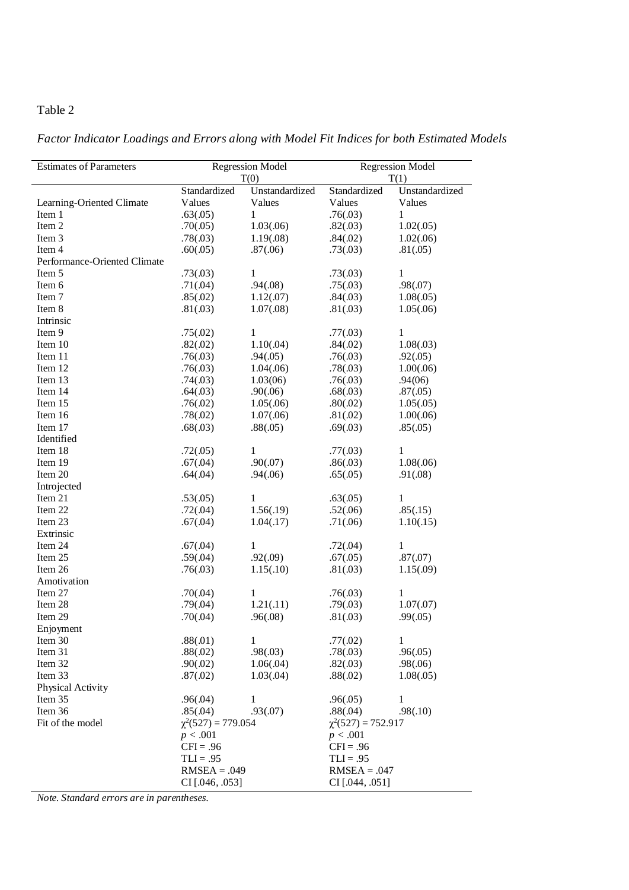Table 2

*Factor Indicator Loadings and Errors along with Model Fit Indices for both Estimated Models*

| Estimates of Parameters | Regression Model T(0) | | Regression Model T(1) | |
|---|---|---|---|---|
| | Standardized Values | Unstandardized Values | Standardized Values | Unstandardized Values |
| Learning-Oriented Climate | | | | |
| Item 1 | .63(.05) | 1 | .76(.03) | 1 |
| Item 2 | .70(.05) | 1.03(.06) | .82(.03) | 1.02(.05) |
| Item 3 | .78(.03) | 1.19(.08) | .84(.02) | 1.02(.06) |
| Item 4 | .60(.05) | .87(.06) | .73(.03) | .81(.05) |
| Performance-Oriented Climate | | | | |
| Item 5 | .73(.03) | 1 | .73(.03) | 1 |
| Item 6 | .71(.04) | .94(.08) | .75(.03) | .98(.07) |
| Item 7 | .85(.02) | 1.12(.07) | .84(.03) | 1.08(.05) |
| Item 8 | .81(.03) | 1.07(.08) | .81(.03) | 1.05(.06) |
| Intrinsic | | | | |
| Item 9 | .75(.02) | 1 | .77(.03) | 1 |
| Item 10 | .82(.02) | 1.10(.04) | .84(.02) | 1.08(.03) |
| Item 11 | .76(.03) | .94(.05) | .76(.03) | .92(.05) |
| Item 12 | .76(.03) | 1.04(.06) | .78(.03) | 1.00(.06) |
| Item 13 | .74(.03) | 1.03(06) | .76(.03) | .94(06) |
| Item 14 | .64(.03) | .90(.06) | .68(.03) | .87(.05) |
| Item 15 | .76(.02) | 1.05(.06) | .80(.02) | 1.05(.05) |
| Item 16 | .78(.02) | 1.07(.06) | .81(.02) | 1.00(.06) |
| Item 17 | .68(.03) | .88(.05) | .69(.03) | .85(.05) |
| Identified | | | | |
| Item 18 | .72(.05) | 1 | .77(.03) | 1 |
| Item 19 | .67(.04) | .90(.07) | .86(.03) | 1.08(.06) |
| Item 20 | .64(.04) | .94(.06) | .65(.05) | .91(.08) |
| Introjected | | | | |
| Item 21 | .53(.05) | 1 | .63(.05) | 1 |
| Item 22 | .72(.04) | 1.56(.19) | .52(.06) | .85(.15) |
| Item 23 | .67(.04) | 1.04(.17) | .71(.06) | 1.10(.15) |
| Extrinsic | | | | |
| Item 24 | .67(.04) | 1 | .72(.04) | 1 |
| Item 25 | .59(.04) | .92(.09) | .67(.05) | .87(.07) |
| Item 26 | .76(.03) | 1.15(.10) | .81(.03) | 1.15(.09) |
| Amotivation | | | | |
| Item 27 | .70(.04) | 1 | .76(.03) | 1 |
| Item 28 | .79(.04) | 1.21(.11) | .79(.03) | 1.07(.07) |
| Item 29 | .70(.04) | .96(.08) | .81(.03) | .99(.05) |
| Enjoyment | | | | |
| Item 30 | .88(.01) | 1 | .77(.02) | 1 |
| Item 31 | .88(.02) | .98(.03) | .78(.03) | .96(.05) |
| Item 32 | .90(.02) | 1.06(.04) | .82(.03) | .98(.06) |
| Item 33 | .87(.02) | 1.03(.04) | .88(.02) | 1.08(.05) |
| Physical Activity | | | | |
| Item 35 | .96(.04) | 1 | .96(.05) | 1 |
| Item 36 | .85(.04) | .93(.07) | .88(.04) | .98(.10) |
| Fit of the model | $\chi^2(527) = 779.054$ | | $\chi^2(527) = 752.917$ | |
| | $p < .001$ | | $p < .001$ | |
| | CFI = .96 | | CFI = .96 | |
| | TLI = .95 | | TLI = .95 | |
| | RMSEA = .049 | | RMSEA = .047 | |
| | CI [.046, .053] | | CI [.044, .051] | |

*Note. Standard errors are in parentheses.*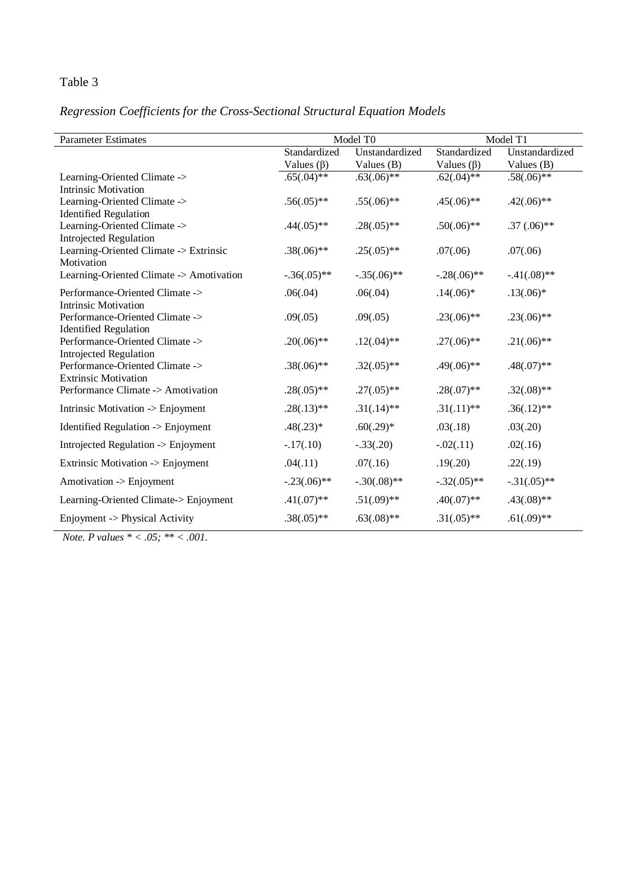Table 3

*Regression Coefficients for the Cross-Sectional Structural Equation Models*

| Parameter Estimates | Model T0 | | Model T1 | |
|---|---|---|---|---|
| | Standardized Values (β) | Unstandardized Values (B) | Standardized Values (β) | Unstandardized Values (B) |
| Learning-Oriented Climate -> Intrinsic Motivation | .65(.04)** | .63(.06)** | .62(.04)** | .58(.06)** |
| Learning-Oriented Climate -> Identified Regulation | .56(.05)** | .55(.06)** | .45(.06)** | .42(.06)** |
| Learning-Oriented Climate -> Introjected Regulation | .44(.05)** | .28(.05)** | .50(.06)** | .37 (.06)** |
| Learning-Oriented Climate -> Extrinsic Motivation | .38(.06)** | .25(.05)** | .07(.06) | .07(.06) |
| Learning-Oriented Climate -> Amotivation | -.36(.05)** | -.35(.06)** | -.28(.06)** | -.41(.08)** |
| Performance-Oriented Climate -> Intrinsic Motivation | .06(.04) | .06(.04) | .14(.06)* | .13(.06)* |
| Performance-Oriented Climate -> Identified Regulation | .09(.05) | .09(.05) | .23(.06)** | .23(.06)** |
| Performance-Oriented Climate -> Introjected Regulation | .20(.06)** | .12(.04)** | .27(.06)** | .21(.06)** |
| Performance-Oriented Climate -> Extrinsic Motivation | .38(.06)** | .32(.05)** | .49(.06)** | .48(.07)** |
| Performance Climate -> Amotivation | .28(.05)** | .27(.05)** | .28(.07)** | .32(.08)** |
| Intrinsic Motivation -> Enjoyment | .28(.13)** | .31(.14)** | .31(.11)** | .36(.12)** |
| Identified Regulation -> Enjoyment | .48(.23)* | .60(.29)* | .03(.18) | .03(.20) |
| Introjected Regulation -> Enjoyment | -.17(.10) | -.33(.20) | -.02(.11) | .02(.16) |
| Extrinsic Motivation -> Enjoyment | .04(.11) | .07(.16) | .19(.20) | .22(.19) |
| Amotivation -> Enjoyment | -.23(.06)** | -.30(.08)** | -.32(.05)** | -.31(.05)** |
| Learning-Oriented Climate-> Enjoyment | .41(.07)** | .51(.09)** | .40(.07)** | .43(.08)** |
| Enjoyment -> Physical Activity | .38(.05)** | .63(.08)** | .31(.05)** | .61(.09)** |

*Note. P values * < .05; ** < .001.*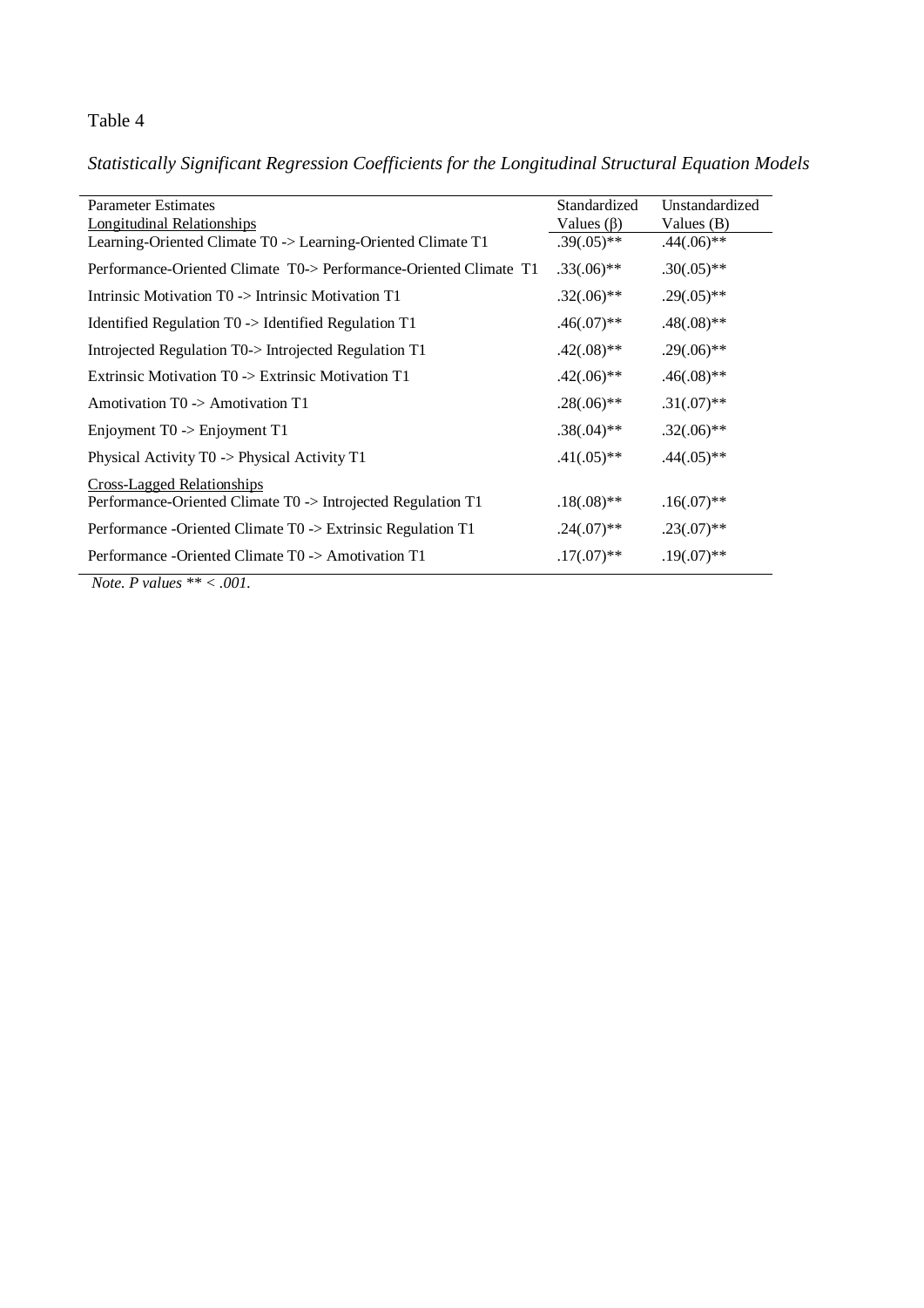Table 4

*Statistically Significant Regression Coefficients for the Longitudinal Structural Equation Models*

| Parameter Estimates | Standardized Values (β) | Unstandardized Values (B) |
|---|---|---|
| Longitudinal Relationships | | |
| Learning-Oriented Climate T0 -> Learning-Oriented Climate T1 | .39(.05)** | .44(.06)** |
| Performance-Oriented Climate T0-> Performance-Oriented Climate T1 | .33(.06)** | .30(.05)** |
| Intrinsic Motivation T0 -> Intrinsic Motivation T1 | .32(.06)** | .29(.05)** |
| Identified Regulation T0 -> Identified Regulation T1 | .46(.07)** | .48(.08)** |
| Introjected Regulation T0-> Introjected Regulation T1 | .42(.08)** | .29(.06)** |
| Extrinsic Motivation T0 -> Extrinsic Motivation T1 | .42(.06)** | .46(.08)** |
| Amotivation T0 -> Amotivation T1 | .28(.06)** | .31(.07)** |
| Enjoyment T0 -> Enjoyment T1 | .38(.04)** | .32(.06)** |
| Physical Activity T0 -> Physical Activity T1 | .41(.05)** | .44(.05)** |
| Cross-Lagged Relationships | | |
| Performance-Oriented Climate T0 -> Introjected Regulation T1 | .18(.08)** | .16(.07)** |
| Performance -Oriented Climate T0 -> Extrinsic Regulation T1 | .24(.07)** | .23(.07)** |
| Performance -Oriented Climate T0 -> Amotivation T1 | .17(.07)** | .19(.07)** |

*Note. P values ** < .001.*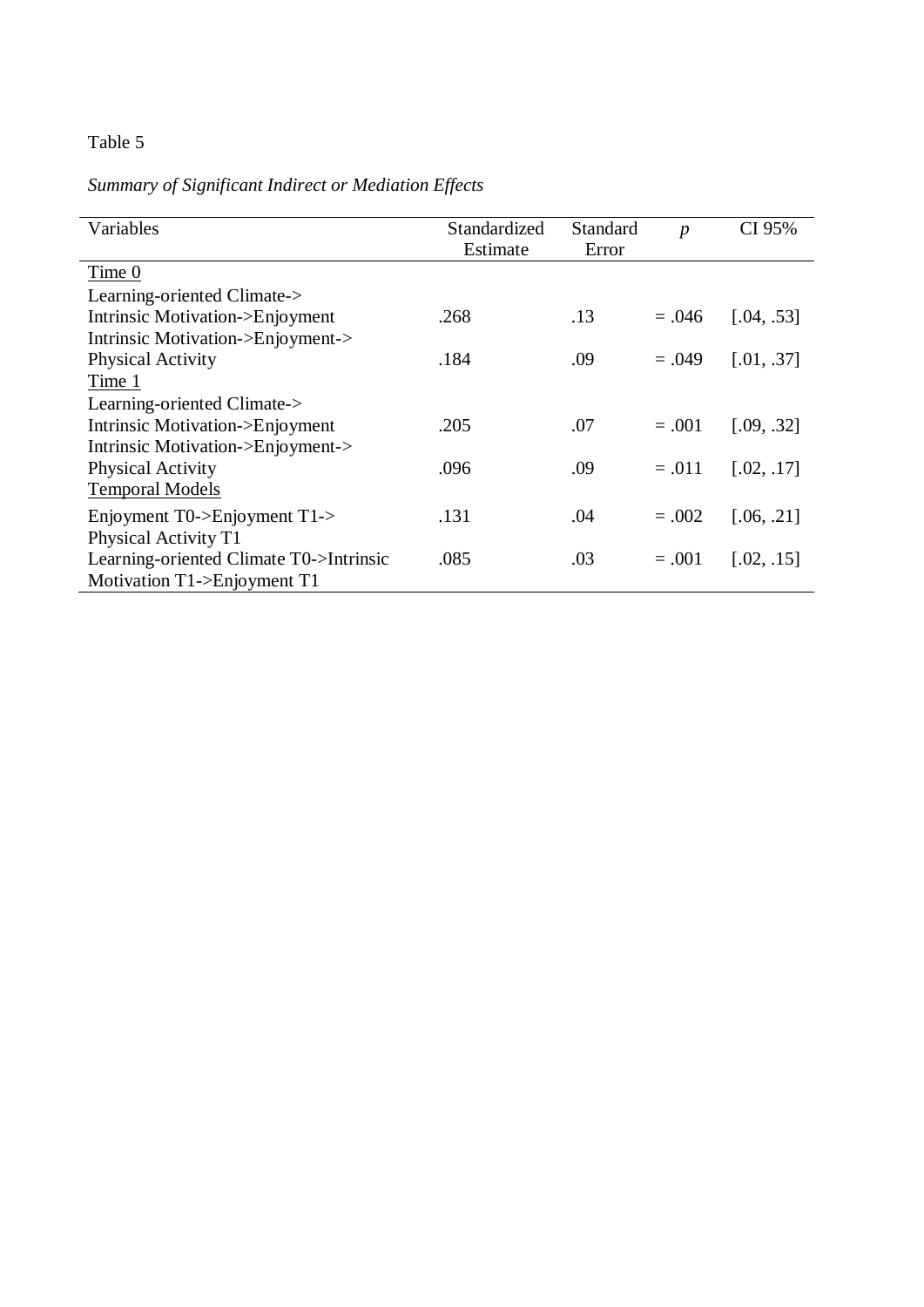Table 5

*Summary of Significant Indirect or Mediation Effects*

| Variables | Standardized Estimate | Standard Error | *p* | CI 95% |
|---|---|---|---|---|
| <u>Time 0</u> | | | | |
| Learning-oriented Climate->Intrinsic Motivation->Enjoyment | .268 | .13 | = .046 | [.04, .53] |
| Intrinsic Motivation->Enjoyment->Physical Activity | .184 | .09 | = .049 | [.01, .37] |
| <u>Time 1</u> | | | | |
| Learning-oriented Climate->Intrinsic Motivation->Enjoyment | .205 | .07 | = .001 | [.09, .32] |
| Intrinsic Motivation->Enjoyment->Physical Activity | .096 | .09 | = .011 | [.02, .17] |
| <u>Temporal Models</u> | | | | |
| Enjoyment T0->Enjoyment T1->Physical Activity T1 | .131 | .04 | = .002 | [.06, .21] |
| Learning-oriented Climate T0->Intrinsic Motivation T1->Enjoyment T1 | .085 | .03 | = .001 | [.02, .15] |